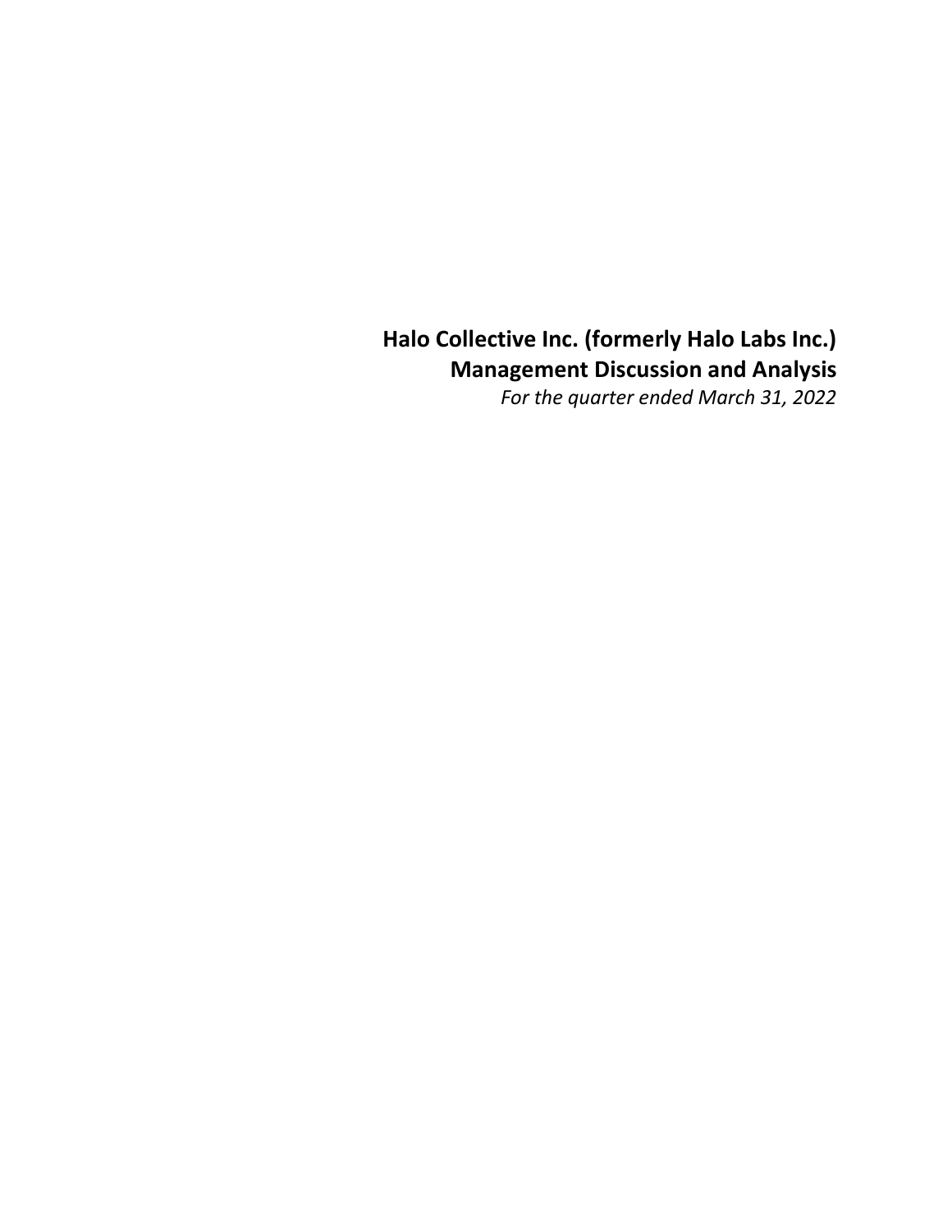# Halo Collective Inc. (formerly Halo Labs Inc.)
## Management Discussion and Analysis
*For the quarter ended March 31, 2022*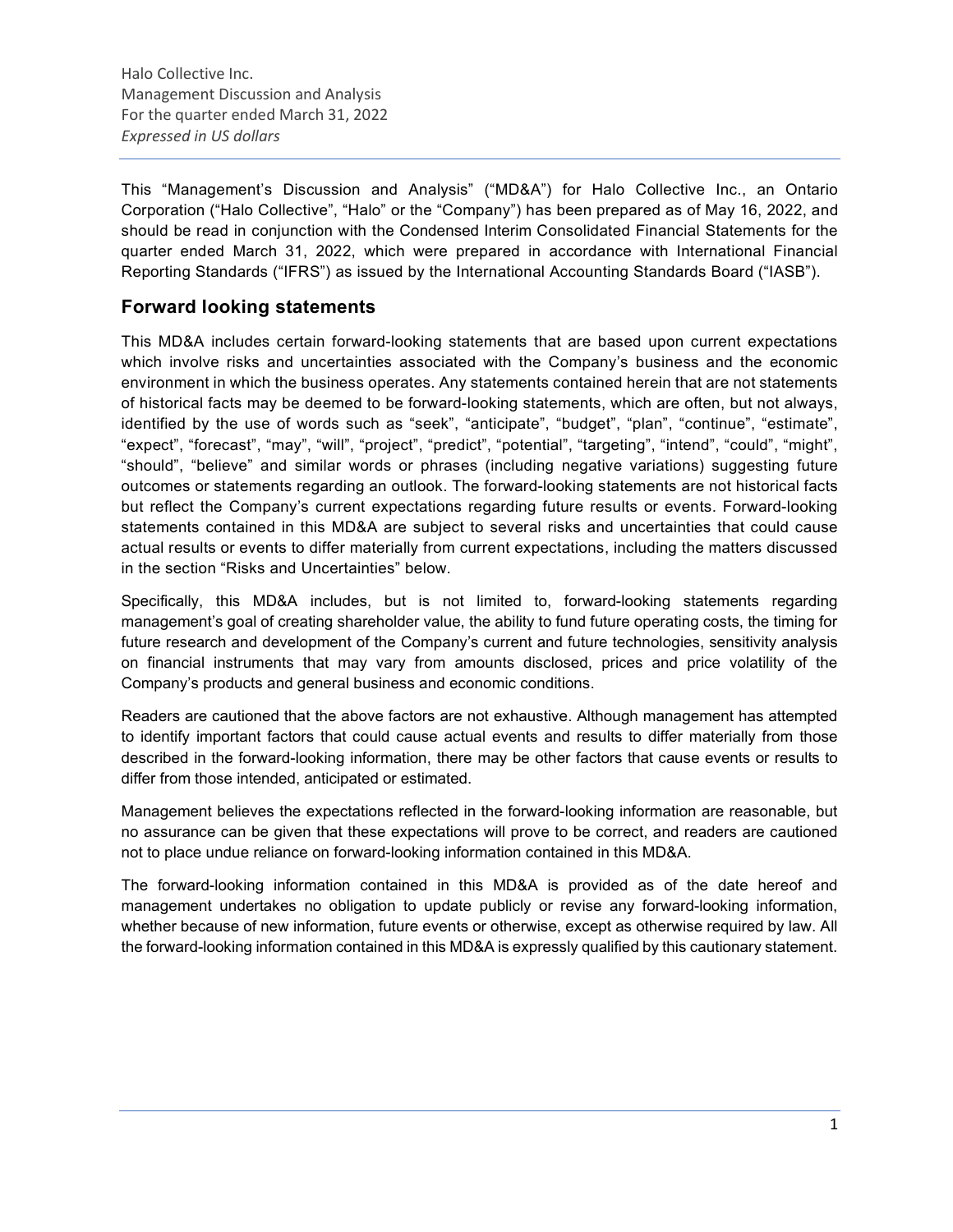This "Management's Discussion and Analysis" ("MD&A") for Halo Collective Inc., an Ontario Corporation ("Halo Collective", "Halo" or the "Company") has been prepared as of May 16, 2022, and should be read in conjunction with the Condensed Interim Consolidated Financial Statements for the quarter ended March 31, 2022, which were prepared in accordance with International Financial Reporting Standards ("IFRS") as issued by the International Accounting Standards Board ("IASB").

## Forward looking statements

This MD&A includes certain forward-looking statements that are based upon current expectations which involve risks and uncertainties associated with the Company's business and the economic environment in which the business operates. Any statements contained herein that are not statements of historical facts may be deemed to be forward-looking statements, which are often, but not always, identified by the use of words such as "seek", "anticipate", "budget", "plan", "continue", "estimate", "expect", "forecast", "may", "will", "project", "predict", "potential", "targeting", "intend", "could", "might", "should", "believe" and similar words or phrases (including negative variations) suggesting future outcomes or statements regarding an outlook. The forward-looking statements are not historical facts but reflect the Company's current expectations regarding future results or events. Forward-looking statements contained in this MD&A are subject to several risks and uncertainties that could cause actual results or events to differ materially from current expectations, including the matters discussed in the section "Risks and Uncertainties" below.

Specifically, this MD&A includes, but is not limited to, forward-looking statements regarding management's goal of creating shareholder value, the ability to fund future operating costs, the timing for future research and development of the Company's current and future technologies, sensitivity analysis on financial instruments that may vary from amounts disclosed, prices and price volatility of the Company's products and general business and economic conditions.

Readers are cautioned that the above factors are not exhaustive. Although management has attempted to identify important factors that could cause actual events and results to differ materially from those described in the forward-looking information, there may be other factors that cause events or results to differ from those intended, anticipated or estimated.

Management believes the expectations reflected in the forward-looking information are reasonable, but no assurance can be given that these expectations will prove to be correct, and readers are cautioned not to place undue reliance on forward-looking information contained in this MD&A.

The forward-looking information contained in this MD&A is provided as of the date hereof and management undertakes no obligation to update publicly or revise any forward-looking information, whether because of new information, future events or otherwise, except as otherwise required by law. All the forward-looking information contained in this MD&A is expressly qualified by this cautionary statement.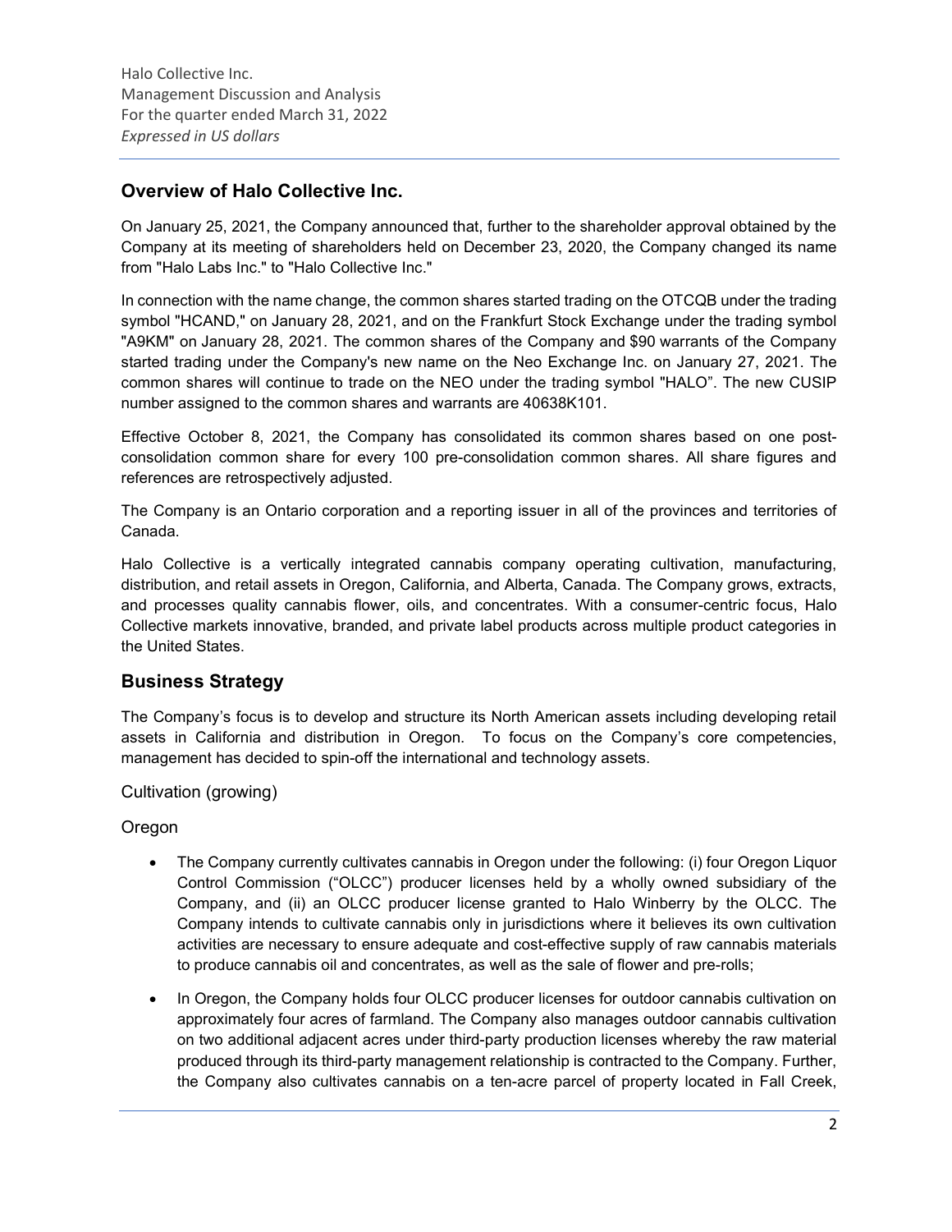## Overview of Halo Collective Inc.

On January 25, 2021, the Company announced that, further to the shareholder approval obtained by the Company at its meeting of shareholders held on December 23, 2020, the Company changed its name from "Halo Labs Inc." to "Halo Collective Inc."

In connection with the name change, the common shares started trading on the OTCQB under the trading symbol "HCAND," on January 28, 2021, and on the Frankfurt Stock Exchange under the trading symbol "A9KM" on January 28, 2021. The common shares of the Company and $90 warrants of the Company started trading under the Company's new name on the Neo Exchange Inc. on January 27, 2021. The common shares will continue to trade on the NEO under the trading symbol "HALO". The new CUSIP number assigned to the common shares and warrants are 40638K101.

Effective October 8, 2021, the Company has consolidated its common shares based on one post-consolidation common share for every 100 pre-consolidation common shares. All share figures and references are retrospectively adjusted.

The Company is an Ontario corporation and a reporting issuer in all of the provinces and territories of Canada.

Halo Collective is a vertically integrated cannabis company operating cultivation, manufacturing, distribution, and retail assets in Oregon, California, and Alberta, Canada. The Company grows, extracts, and processes quality cannabis flower, oils, and concentrates. With a consumer-centric focus, Halo Collective markets innovative, branded, and private label products across multiple product categories in the United States.

## Business Strategy

The Company's focus is to develop and structure its North American assets including developing retail assets in California and distribution in Oregon. To focus on the Company's core competencies, management has decided to spin-off the international and technology assets.

### Cultivation (growing)

### Oregon

- The Company currently cultivates cannabis in Oregon under the following: (i) four Oregon Liquor Control Commission ("OLCC") producer licenses held by a wholly owned subsidiary of the Company, and (ii) an OLCC producer license granted to Halo Winberry by the OLCC. The Company intends to cultivate cannabis only in jurisdictions where it believes its own cultivation activities are necessary to ensure adequate and cost-effective supply of raw cannabis materials to produce cannabis oil and concentrates, as well as the sale of flower and pre-rolls;
- In Oregon, the Company holds four OLCC producer licenses for outdoor cannabis cultivation on approximately four acres of farmland. The Company also manages outdoor cannabis cultivation on two additional adjacent acres under third-party production licenses whereby the raw material produced through its third-party management relationship is contracted to the Company. Further, the Company also cultivates cannabis on a ten-acre parcel of property located in Fall Creek,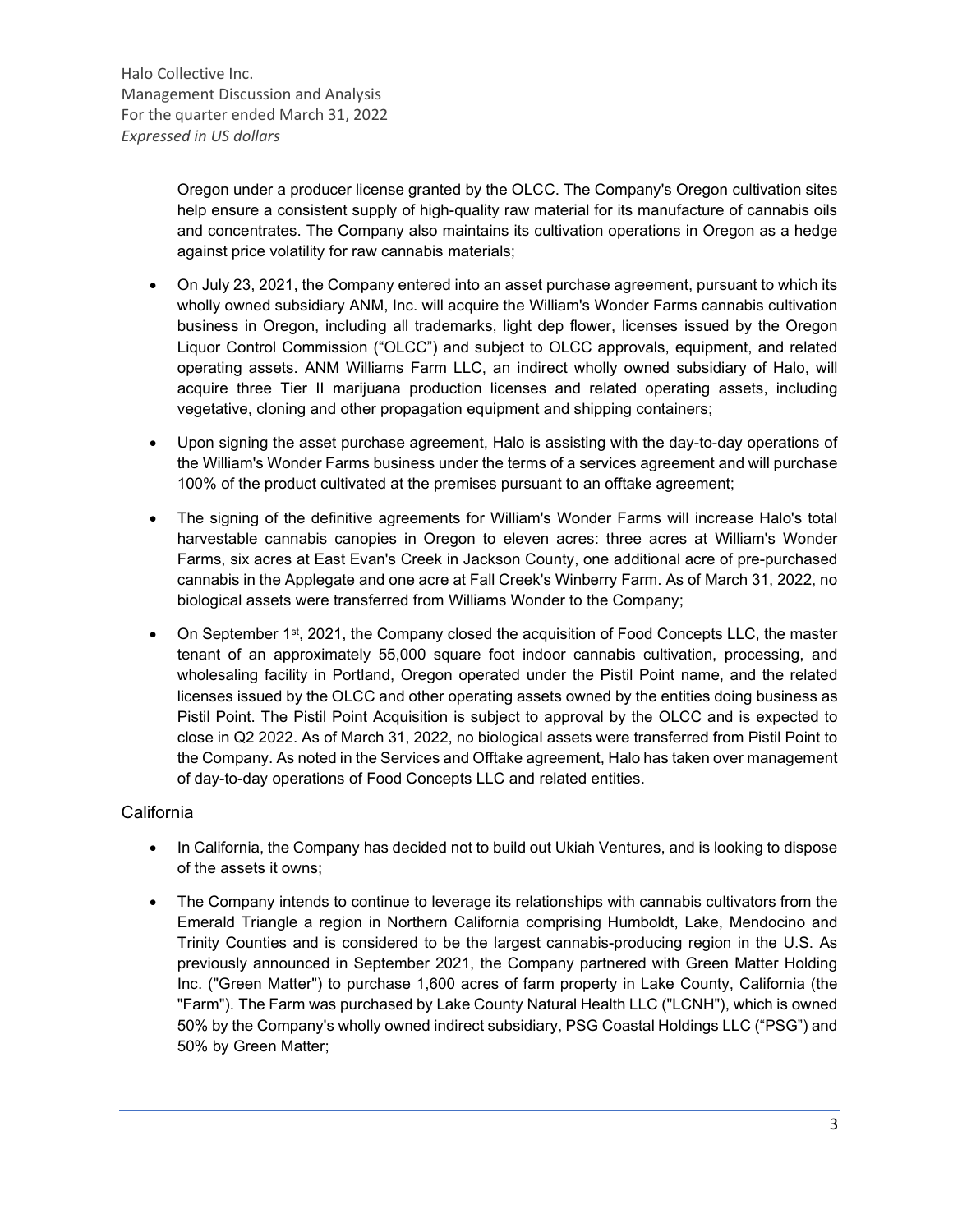Oregon under a producer license granted by the OLCC. The Company's Oregon cultivation sites help ensure a consistent supply of high-quality raw material for its manufacture of cannabis oils and concentrates. The Company also maintains its cultivation operations in Oregon as a hedge against price volatility for raw cannabis materials;

- On July 23, 2021, the Company entered into an asset purchase agreement, pursuant to which its wholly owned subsidiary ANM, Inc. will acquire the William's Wonder Farms cannabis cultivation business in Oregon, including all trademarks, light dep flower, licenses issued by the Oregon Liquor Control Commission ("OLCC") and subject to OLCC approvals, equipment, and related operating assets. ANM Williams Farm LLC, an indirect wholly owned subsidiary of Halo, will acquire three Tier II marijuana production licenses and related operating assets, including vegetative, cloning and other propagation equipment and shipping containers;
- Upon signing the asset purchase agreement, Halo is assisting with the day-to-day operations of the William's Wonder Farms business under the terms of a services agreement and will purchase 100% of the product cultivated at the premises pursuant to an offtake agreement;
- The signing of the definitive agreements for William's Wonder Farms will increase Halo's total harvestable cannabis canopies in Oregon to eleven acres: three acres at William's Wonder Farms, six acres at East Evan's Creek in Jackson County, one additional acre of pre-purchased cannabis in the Applegate and one acre at Fall Creek's Winberry Farm. As of March 31, 2022, no biological assets were transferred from Williams Wonder to the Company;
- On September 1st, 2021, the Company closed the acquisition of Food Concepts LLC, the master tenant of an approximately 55,000 square foot indoor cannabis cultivation, processing, and wholesaling facility in Portland, Oregon operated under the Pistil Point name, and the related licenses issued by the OLCC and other operating assets owned by the entities doing business as Pistil Point. The Pistil Point Acquisition is subject to approval by the OLCC and is expected to close in Q2 2022. As of March 31, 2022, no biological assets were transferred from Pistil Point to the Company. As noted in the Services and Offtake agreement, Halo has taken over management of day-to-day operations of Food Concepts LLC and related entities.

## California

- In California, the Company has decided not to build out Ukiah Ventures, and is looking to dispose of the assets it owns;
- The Company intends to continue to leverage its relationships with cannabis cultivators from the Emerald Triangle a region in Northern California comprising Humboldt, Lake, Mendocino and Trinity Counties and is considered to be the largest cannabis-producing region in the U.S. As previously announced in September 2021, the Company partnered with Green Matter Holding Inc. ("Green Matter") to purchase 1,600 acres of farm property in Lake County, California (the "Farm"). The Farm was purchased by Lake County Natural Health LLC ("LCNH"), which is owned 50% by the Company's wholly owned indirect subsidiary, PSG Coastal Holdings LLC ("PSG") and 50% by Green Matter;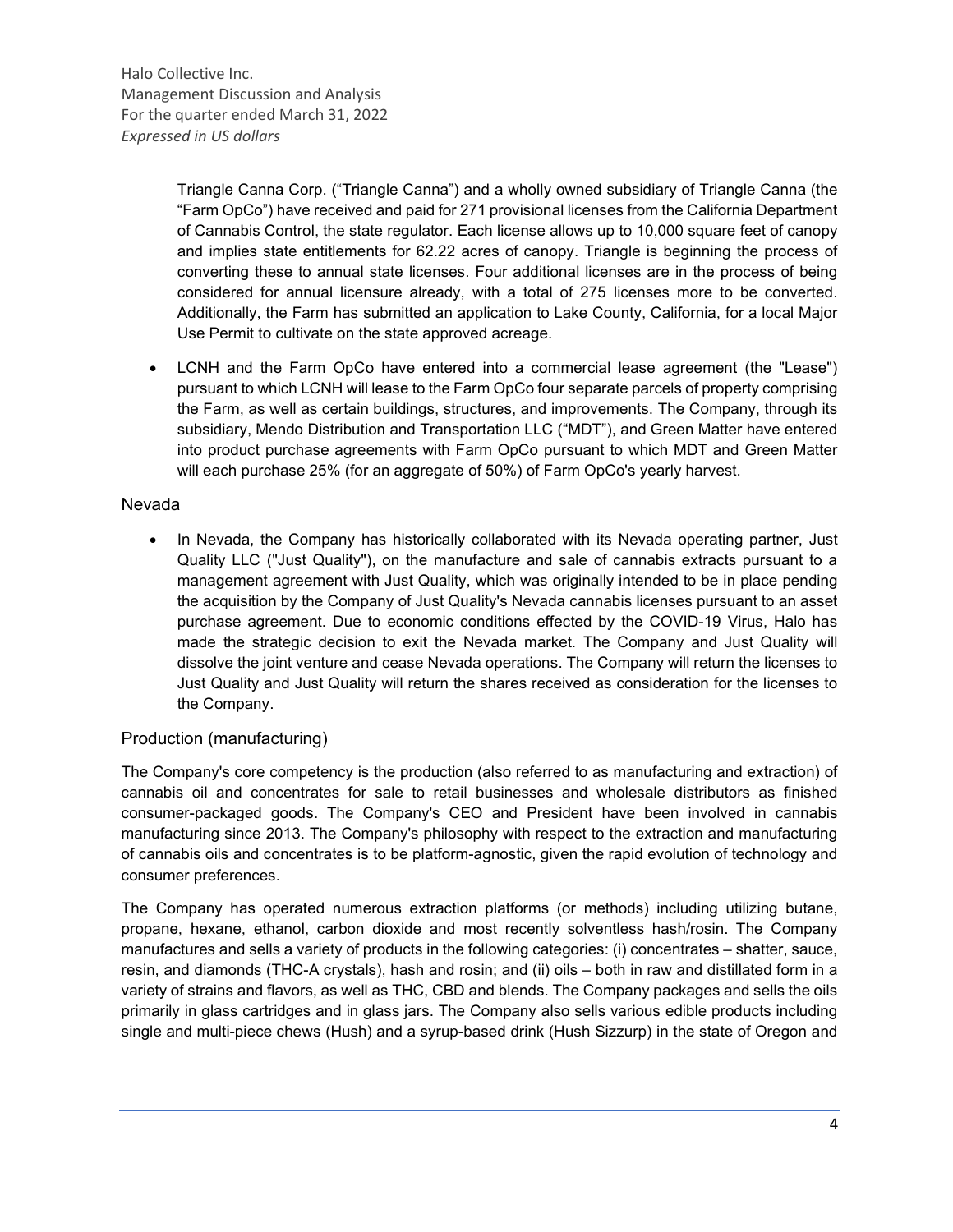Triangle Canna Corp. ("Triangle Canna") and a wholly owned subsidiary of Triangle Canna (the "Farm OpCo") have received and paid for 271 provisional licenses from the California Department of Cannabis Control, the state regulator. Each license allows up to 10,000 square feet of canopy and implies state entitlements for 62.22 acres of canopy. Triangle is beginning the process of converting these to annual state licenses. Four additional licenses are in the process of being considered for annual licensure already, with a total of 275 licenses more to be converted. Additionally, the Farm has submitted an application to Lake County, California, for a local Major Use Permit to cultivate on the state approved acreage.

- LCNH and the Farm OpCo have entered into a commercial lease agreement (the "Lease") pursuant to which LCNH will lease to the Farm OpCo four separate parcels of property comprising the Farm, as well as certain buildings, structures, and improvements. The Company, through its subsidiary, Mendo Distribution and Transportation LLC ("MDT"), and Green Matter have entered into product purchase agreements with Farm OpCo pursuant to which MDT and Green Matter will each purchase 25% (for an aggregate of 50%) of Farm OpCo's yearly harvest.

## Nevada

- In Nevada, the Company has historically collaborated with its Nevada operating partner, Just Quality LLC ("Just Quality"), on the manufacture and sale of cannabis extracts pursuant to a management agreement with Just Quality, which was originally intended to be in place pending the acquisition by the Company of Just Quality's Nevada cannabis licenses pursuant to an asset purchase agreement. Due to economic conditions effected by the COVID-19 Virus, Halo has made the strategic decision to exit the Nevada market. The Company and Just Quality will dissolve the joint venture and cease Nevada operations. The Company will return the licenses to Just Quality and Just Quality will return the shares received as consideration for the licenses to the Company.

## Production (manufacturing)

The Company's core competency is the production (also referred to as manufacturing and extraction) of cannabis oil and concentrates for sale to retail businesses and wholesale distributors as finished consumer-packaged goods. The Company's CEO and President have been involved in cannabis manufacturing since 2013. The Company's philosophy with respect to the extraction and manufacturing of cannabis oils and concentrates is to be platform-agnostic, given the rapid evolution of technology and consumer preferences.

The Company has operated numerous extraction platforms (or methods) including utilizing butane, propane, hexane, ethanol, carbon dioxide and most recently solventless hash/rosin. The Company manufactures and sells a variety of products in the following categories: (i) concentrates – shatter, sauce, resin, and diamonds (THC-A crystals), hash and rosin; and (ii) oils – both in raw and distillated form in a variety of strains and flavors, as well as THC, CBD and blends. The Company packages and sells the oils primarily in glass cartridges and in glass jars. The Company also sells various edible products including single and multi-piece chews (Hush) and a syrup-based drink (Hush Sizzurp) in the state of Oregon and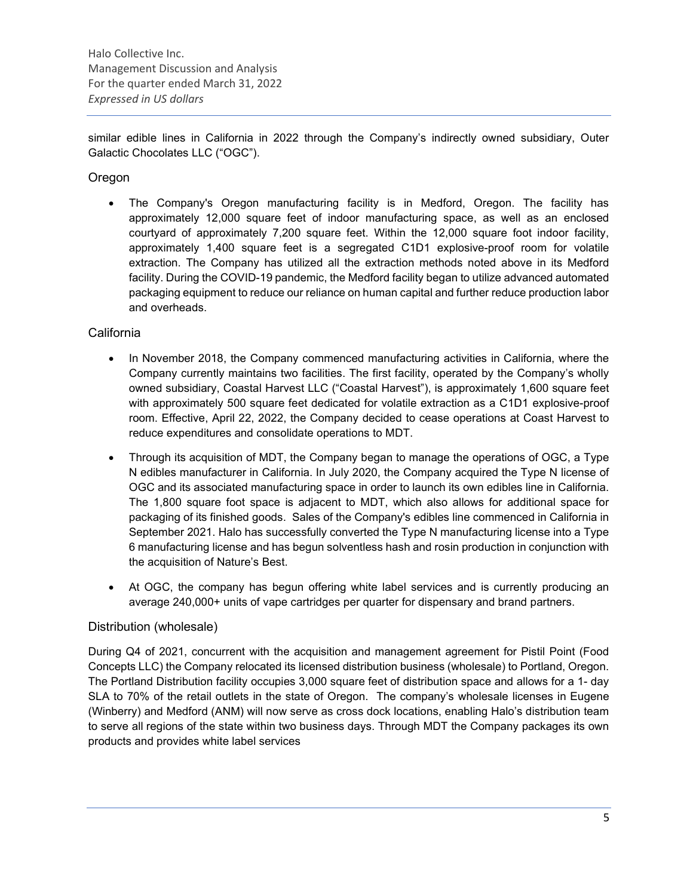similar edible lines in California in 2022 through the Company's indirectly owned subsidiary, Outer Galactic Chocolates LLC ("OGC").

### Oregon

- The Company's Oregon manufacturing facility is in Medford, Oregon. The facility has approximately 12,000 square feet of indoor manufacturing space, as well as an enclosed courtyard of approximately 7,200 square feet. Within the 12,000 square foot indoor facility, approximately 1,400 square feet is a segregated C1D1 explosive-proof room for volatile extraction. The Company has utilized all the extraction methods noted above in its Medford facility. During the COVID-19 pandemic, the Medford facility began to utilize advanced automated packaging equipment to reduce our reliance on human capital and further reduce production labor and overheads.

### California

- In November 2018, the Company commenced manufacturing activities in California, where the Company currently maintains two facilities. The first facility, operated by the Company's wholly owned subsidiary, Coastal Harvest LLC ("Coastal Harvest"), is approximately 1,600 square feet with approximately 500 square feet dedicated for volatile extraction as a C1D1 explosive-proof room. Effective, April 22, 2022, the Company decided to cease operations at Coast Harvest to reduce expenditures and consolidate operations to MDT.
- Through its acquisition of MDT, the Company began to manage the operations of OGC, a Type N edibles manufacturer in California. In July 2020, the Company acquired the Type N license of OGC and its associated manufacturing space in order to launch its own edibles line in California. The 1,800 square foot space is adjacent to MDT, which also allows for additional space for packaging of its finished goods. Sales of the Company's edibles line commenced in California in September 2021. Halo has successfully converted the Type N manufacturing license into a Type 6 manufacturing license and has begun solventless hash and rosin production in conjunction with the acquisition of Nature's Best.
- At OGC, the company has begun offering white label services and is currently producing an average 240,000+ units of vape cartridges per quarter for dispensary and brand partners.

### Distribution (wholesale)

During Q4 of 2021, concurrent with the acquisition and management agreement for Pistil Point (Food Concepts LLC) the Company relocated its licensed distribution business (wholesale) to Portland, Oregon. The Portland Distribution facility occupies 3,000 square feet of distribution space and allows for a 1- day SLA to 70% of the retail outlets in the state of Oregon. The company's wholesale licenses in Eugene (Winberry) and Medford (ANM) will now serve as cross dock locations, enabling Halo's distribution team to serve all regions of the state within two business days. Through MDT the Company packages its own products and provides white label services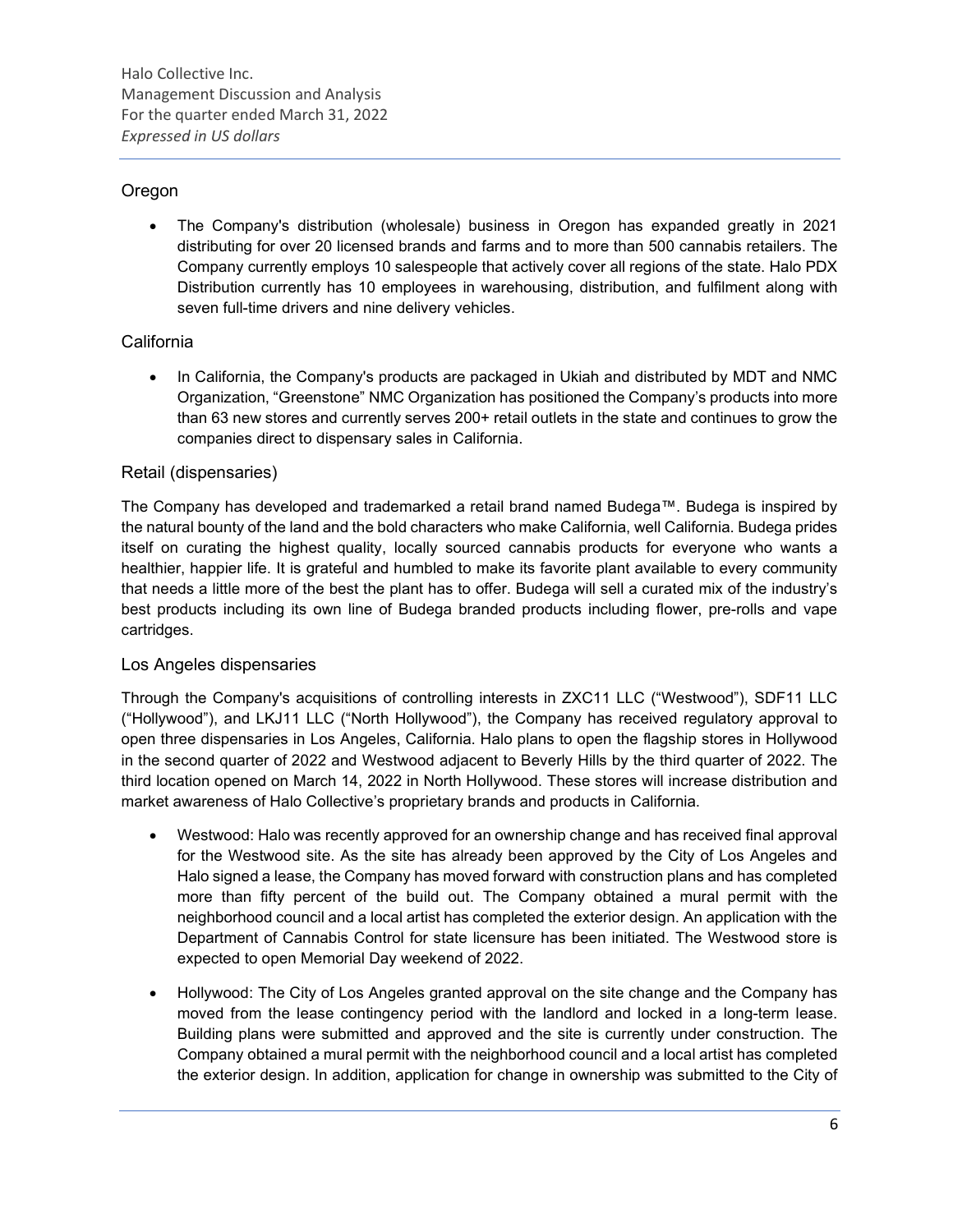## Oregon

- The Company's distribution (wholesale) business in Oregon has expanded greatly in 2021 distributing for over 20 licensed brands and farms and to more than 500 cannabis retailers. The Company currently employs 10 salespeople that actively cover all regions of the state. Halo PDX Distribution currently has 10 employees in warehousing, distribution, and fulfilment along with seven full-time drivers and nine delivery vehicles.

## California

- In California, the Company's products are packaged in Ukiah and distributed by MDT and NMC Organization, "Greenstone" NMC Organization has positioned the Company's products into more than 63 new stores and currently serves 200+ retail outlets in the state and continues to grow the companies direct to dispensary sales in California.

## Retail (dispensaries)

The Company has developed and trademarked a retail brand named Budega™. Budega is inspired by the natural bounty of the land and the bold characters who make California, well California. Budega prides itself on curating the highest quality, locally sourced cannabis products for everyone who wants a healthier, happier life. It is grateful and humbled to make its favorite plant available to every community that needs a little more of the best the plant has to offer. Budega will sell a curated mix of the industry's best products including its own line of Budega branded products including flower, pre-rolls and vape cartridges.

## Los Angeles dispensaries

Through the Company's acquisitions of controlling interests in ZXC11 LLC ("Westwood"), SDF11 LLC ("Hollywood"), and LKJ11 LLC ("North Hollywood"), the Company has received regulatory approval to open three dispensaries in Los Angeles, California. Halo plans to open the flagship stores in Hollywood in the second quarter of 2022 and Westwood adjacent to Beverly Hills by the third quarter of 2022. The third location opened on March 14, 2022 in North Hollywood. These stores will increase distribution and market awareness of Halo Collective's proprietary brands and products in California.

- Westwood: Halo was recently approved for an ownership change and has received final approval for the Westwood site. As the site has already been approved by the City of Los Angeles and Halo signed a lease, the Company has moved forward with construction plans and has completed more than fifty percent of the build out. The Company obtained a mural permit with the neighborhood council and a local artist has completed the exterior design. An application with the Department of Cannabis Control for state licensure has been initiated. The Westwood store is expected to open Memorial Day weekend of 2022.
- Hollywood: The City of Los Angeles granted approval on the site change and the Company has moved from the lease contingency period with the landlord and locked in a long-term lease. Building plans were submitted and approved and the site is currently under construction. The Company obtained a mural permit with the neighborhood council and a local artist has completed the exterior design. In addition, application for change in ownership was submitted to the City of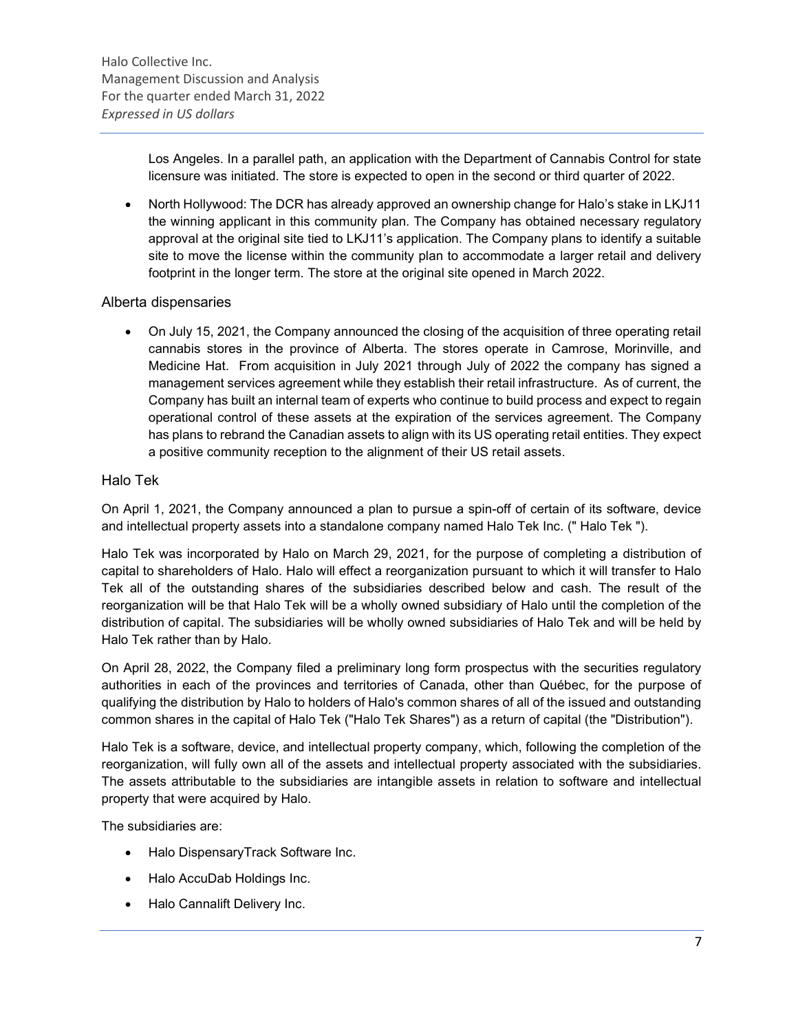Los Angeles. In a parallel path, an application with the Department of Cannabis Control for state licensure was initiated. The store is expected to open in the second or third quarter of 2022.

- North Hollywood: The DCR has already approved an ownership change for Halo's stake in LKJ11 the winning applicant in this community plan. The Company has obtained necessary regulatory approval at the original site tied to LKJ11's application. The Company plans to identify a suitable site to move the license within the community plan to accommodate a larger retail and delivery footprint in the longer term. The store at the original site opened in March 2022.

## Alberta dispensaries

- On July 15, 2021, the Company announced the closing of the acquisition of three operating retail cannabis stores in the province of Alberta. The stores operate in Camrose, Morinville, and Medicine Hat. From acquisition in July 2021 through July of 2022 the company has signed a management services agreement while they establish their retail infrastructure. As of current, the Company has built an internal team of experts who continue to build process and expect to regain operational control of these assets at the expiration of the services agreement. The Company has plans to rebrand the Canadian assets to align with its US operating retail entities. They expect a positive community reception to the alignment of their US retail assets.

## Halo Tek

On April 1, 2021, the Company announced a plan to pursue a spin-off of certain of its software, device and intellectual property assets into a standalone company named Halo Tek Inc. (" Halo Tek ").

Halo Tek was incorporated by Halo on March 29, 2021, for the purpose of completing a distribution of capital to shareholders of Halo. Halo will effect a reorganization pursuant to which it will transfer to Halo Tek all of the outstanding shares of the subsidiaries described below and cash. The result of the reorganization will be that Halo Tek will be a wholly owned subsidiary of Halo until the completion of the distribution of capital. The subsidiaries will be wholly owned subsidiaries of Halo Tek and will be held by Halo Tek rather than by Halo.

On April 28, 2022, the Company filed a preliminary long form prospectus with the securities regulatory authorities in each of the provinces and territories of Canada, other than Québec, for the purpose of qualifying the distribution by Halo to holders of Halo's common shares of all of the issued and outstanding common shares in the capital of Halo Tek ("Halo Tek Shares") as a return of capital (the "Distribution").

Halo Tek is a software, device, and intellectual property company, which, following the completion of the reorganization, will fully own all of the assets and intellectual property associated with the subsidiaries. The assets attributable to the subsidiaries are intangible assets in relation to software and intellectual property that were acquired by Halo.

The subsidiaries are:

- Halo DispensaryTrack Software Inc.
- Halo AccuDab Holdings Inc.
- Halo Cannalift Delivery Inc.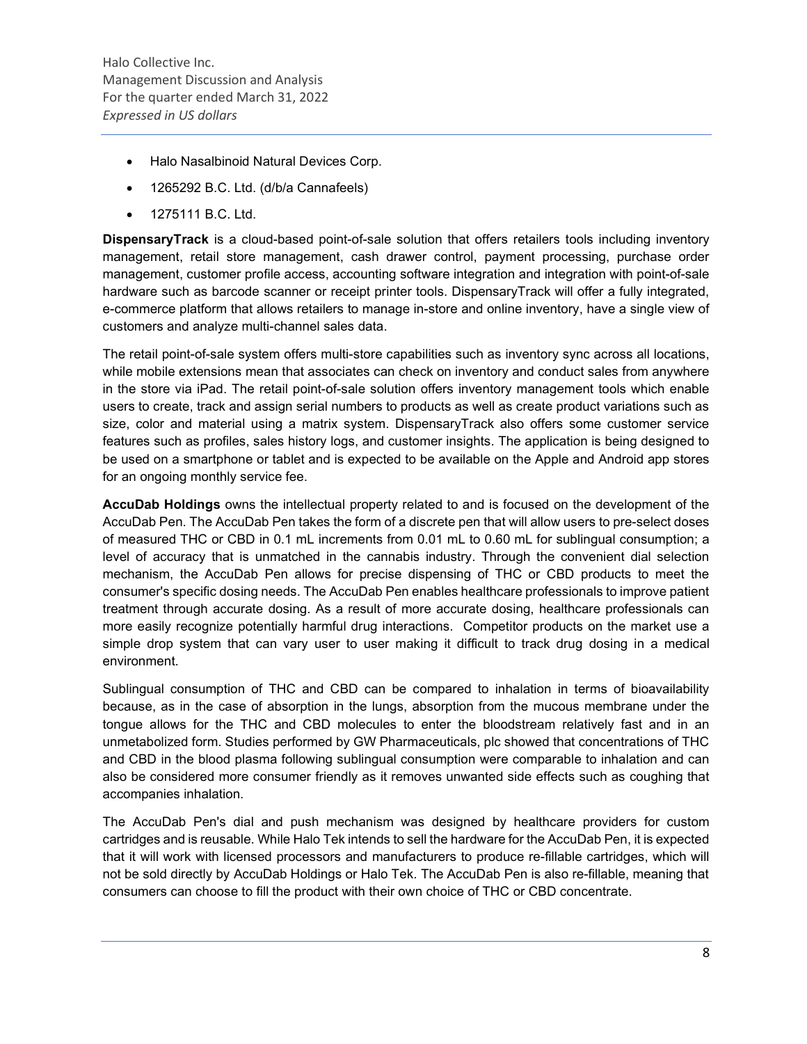- Halo Nasalbinoid Natural Devices Corp.
- 1265292 B.C. Ltd. (d/b/a Cannafeels)
- 1275111 B.C. Ltd.

**DispensaryTrack** is a cloud-based point-of-sale solution that offers retailers tools including inventory management, retail store management, cash drawer control, payment processing, purchase order management, customer profile access, accounting software integration and integration with point-of-sale hardware such as barcode scanner or receipt printer tools. DispensaryTrack will offer a fully integrated, e-commerce platform that allows retailers to manage in-store and online inventory, have a single view of customers and analyze multi-channel sales data.

The retail point-of-sale system offers multi-store capabilities such as inventory sync across all locations, while mobile extensions mean that associates can check on inventory and conduct sales from anywhere in the store via iPad. The retail point-of-sale solution offers inventory management tools which enable users to create, track and assign serial numbers to products as well as create product variations such as size, color and material using a matrix system. DispensaryTrack also offers some customer service features such as profiles, sales history logs, and customer insights. The application is being designed to be used on a smartphone or tablet and is expected to be available on the Apple and Android app stores for an ongoing monthly service fee.

**AccuDab Holdings** owns the intellectual property related to and is focused on the development of the AccuDab Pen. The AccuDab Pen takes the form of a discrete pen that will allow users to pre-select doses of measured THC or CBD in 0.1 mL increments from 0.01 mL to 0.60 mL for sublingual consumption; a level of accuracy that is unmatched in the cannabis industry. Through the convenient dial selection mechanism, the AccuDab Pen allows for precise dispensing of THC or CBD products to meet the consumer's specific dosing needs. The AccuDab Pen enables healthcare professionals to improve patient treatment through accurate dosing. As a result of more accurate dosing, healthcare professionals can more easily recognize potentially harmful drug interactions. Competitor products on the market use a simple drop system that can vary user to user making it difficult to track drug dosing in a medical environment.

Sublingual consumption of THC and CBD can be compared to inhalation in terms of bioavailability because, as in the case of absorption in the lungs, absorption from the mucous membrane under the tongue allows for the THC and CBD molecules to enter the bloodstream relatively fast and in an unmetabolized form. Studies performed by GW Pharmaceuticals, plc showed that concentrations of THC and CBD in the blood plasma following sublingual consumption were comparable to inhalation and can also be considered more consumer friendly as it removes unwanted side effects such as coughing that accompanies inhalation.

The AccuDab Pen's dial and push mechanism was designed by healthcare providers for custom cartridges and is reusable. While Halo Tek intends to sell the hardware for the AccuDab Pen, it is expected that it will work with licensed processors and manufacturers to produce re-fillable cartridges, which will not be sold directly by AccuDab Holdings or Halo Tek. The AccuDab Pen is also re-fillable, meaning that consumers can choose to fill the product with their own choice of THC or CBD concentrate.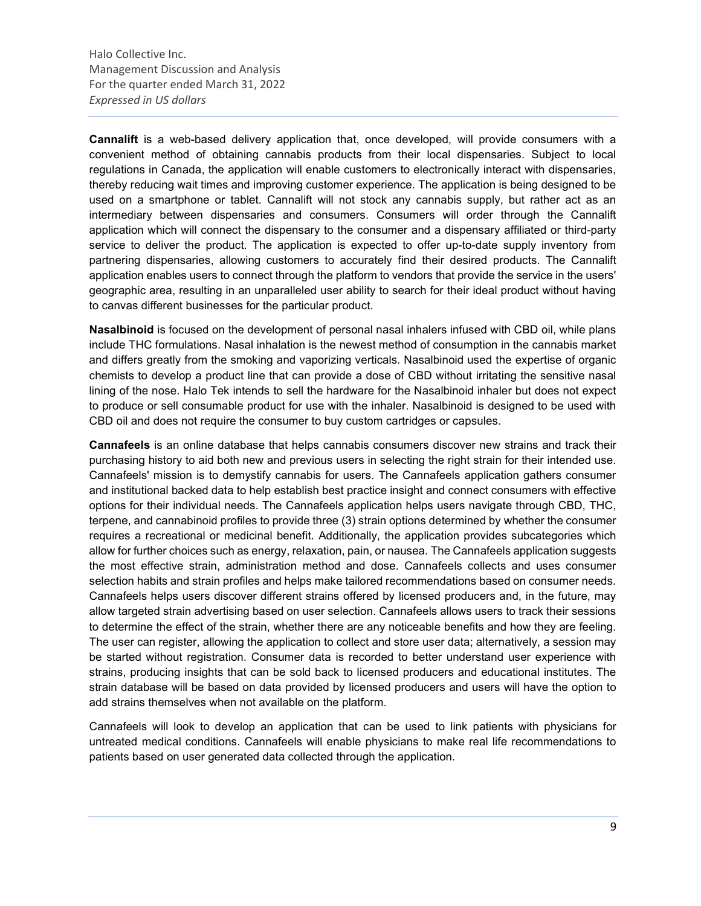**Cannalift** is a web-based delivery application that, once developed, will provide consumers with a convenient method of obtaining cannabis products from their local dispensaries. Subject to local regulations in Canada, the application will enable customers to electronically interact with dispensaries, thereby reducing wait times and improving customer experience. The application is being designed to be used on a smartphone or tablet. Cannalift will not stock any cannabis supply, but rather act as an intermediary between dispensaries and consumers. Consumers will order through the Cannalift application which will connect the dispensary to the consumer and a dispensary affiliated or third-party service to deliver the product. The application is expected to offer up-to-date supply inventory from partnering dispensaries, allowing customers to accurately find their desired products. The Cannalift application enables users to connect through the platform to vendors that provide the service in the users' geographic area, resulting in an unparalleled user ability to search for their ideal product without having to canvas different businesses for the particular product.

**Nasalbinoid** is focused on the development of personal nasal inhalers infused with CBD oil, while plans include THC formulations. Nasal inhalation is the newest method of consumption in the cannabis market and differs greatly from the smoking and vaporizing verticals. Nasalbinoid used the expertise of organic chemists to develop a product line that can provide a dose of CBD without irritating the sensitive nasal lining of the nose. Halo Tek intends to sell the hardware for the Nasalbinoid inhaler but does not expect to produce or sell consumable product for use with the inhaler. Nasalbinoid is designed to be used with CBD oil and does not require the consumer to buy custom cartridges or capsules.

**Cannafeels** is an online database that helps cannabis consumers discover new strains and track their purchasing history to aid both new and previous users in selecting the right strain for their intended use. Cannafeels' mission is to demystify cannabis for users. The Cannafeels application gathers consumer and institutional backed data to help establish best practice insight and connect consumers with effective options for their individual needs. The Cannafeels application helps users navigate through CBD, THC, terpene, and cannabinoid profiles to provide three (3) strain options determined by whether the consumer requires a recreational or medicinal benefit. Additionally, the application provides subcategories which allow for further choices such as energy, relaxation, pain, or nausea. The Cannafeels application suggests the most effective strain, administration method and dose. Cannafeels collects and uses consumer selection habits and strain profiles and helps make tailored recommendations based on consumer needs. Cannafeels helps users discover different strains offered by licensed producers and, in the future, may allow targeted strain advertising based on user selection. Cannafeels allows users to track their sessions to determine the effect of the strain, whether there are any noticeable benefits and how they are feeling. The user can register, allowing the application to collect and store user data; alternatively, a session may be started without registration. Consumer data is recorded to better understand user experience with strains, producing insights that can be sold back to licensed producers and educational institutes. The strain database will be based on data provided by licensed producers and users will have the option to add strains themselves when not available on the platform.

Cannafeels will look to develop an application that can be used to link patients with physicians for untreated medical conditions. Cannafeels will enable physicians to make real life recommendations to patients based on user generated data collected through the application.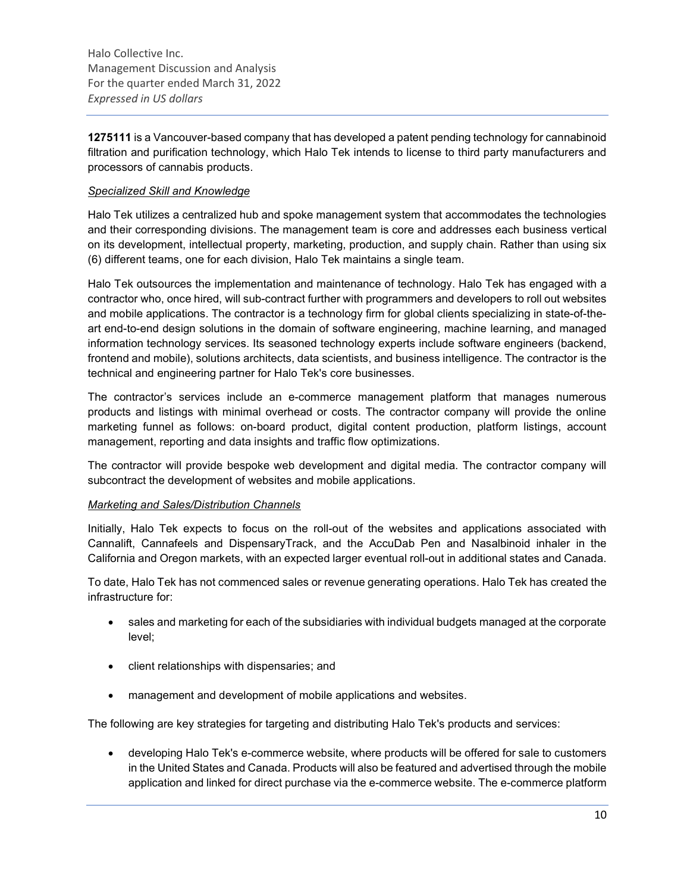**1275111** is a Vancouver-based company that has developed a patent pending technology for cannabinoid filtration and purification technology, which Halo Tek intends to license to third party manufacturers and processors of cannabis products.

*Specialized Skill and Knowledge*

Halo Tek utilizes a centralized hub and spoke management system that accommodates the technologies and their corresponding divisions. The management team is core and addresses each business vertical on its development, intellectual property, marketing, production, and supply chain. Rather than using six (6) different teams, one for each division, Halo Tek maintains a single team.

Halo Tek outsources the implementation and maintenance of technology. Halo Tek has engaged with a contractor who, once hired, will sub-contract further with programmers and developers to roll out websites and mobile applications. The contractor is a technology firm for global clients specializing in state-of-the-art end-to-end design solutions in the domain of software engineering, machine learning, and managed information technology services. Its seasoned technology experts include software engineers (backend, frontend and mobile), solutions architects, data scientists, and business intelligence. The contractor is the technical and engineering partner for Halo Tek's core businesses.

The contractor's services include an e-commerce management platform that manages numerous products and listings with minimal overhead or costs. The contractor company will provide the online marketing funnel as follows: on-board product, digital content production, platform listings, account management, reporting and data insights and traffic flow optimizations.

The contractor will provide bespoke web development and digital media. The contractor company will subcontract the development of websites and mobile applications.

*Marketing and Sales/Distribution Channels*

Initially, Halo Tek expects to focus on the roll-out of the websites and applications associated with Cannalift, Cannafeels and DispensaryTrack, and the AccuDab Pen and Nasalbinoid inhaler in the California and Oregon markets, with an expected larger eventual roll-out in additional states and Canada.

To date, Halo Tek has not commenced sales or revenue generating operations. Halo Tek has created the infrastructure for:

- sales and marketing for each of the subsidiaries with individual budgets managed at the corporate level;
- client relationships with dispensaries; and
- management and development of mobile applications and websites.

The following are key strategies for targeting and distributing Halo Tek's products and services:

- developing Halo Tek's e-commerce website, where products will be offered for sale to customers in the United States and Canada. Products will also be featured and advertised through the mobile application and linked for direct purchase via the e-commerce website. The e-commerce platform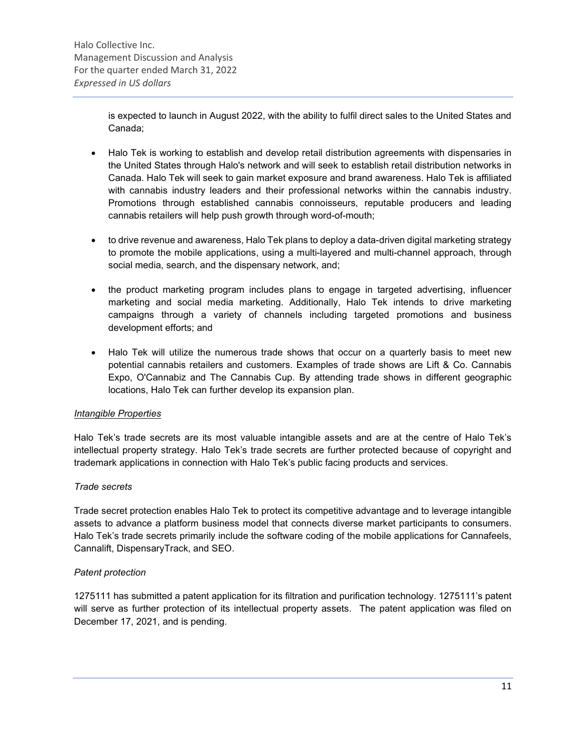is expected to launch in August 2022, with the ability to fulfil direct sales to the United States and Canada;

- Halo Tek is working to establish and develop retail distribution agreements with dispensaries in the United States through Halo's network and will seek to establish retail distribution networks in Canada. Halo Tek will seek to gain market exposure and brand awareness. Halo Tek is affiliated with cannabis industry leaders and their professional networks within the cannabis industry. Promotions through established cannabis connoisseurs, reputable producers and leading cannabis retailers will help push growth through word-of-mouth;
- to drive revenue and awareness, Halo Tek plans to deploy a data-driven digital marketing strategy to promote the mobile applications, using a multi-layered and multi-channel approach, through social media, search, and the dispensary network, and;
- the product marketing program includes plans to engage in targeted advertising, influencer marketing and social media marketing. Additionally, Halo Tek intends to drive marketing campaigns through a variety of channels including targeted promotions and business development efforts; and
- Halo Tek will utilize the numerous trade shows that occur on a quarterly basis to meet new potential cannabis retailers and customers. Examples of trade shows are Lift & Co. Cannabis Expo, O'Cannabiz and The Cannabis Cup. By attending trade shows in different geographic locations, Halo Tek can further develop its expansion plan.

*Intangible Properties*

Halo Tek's trade secrets are its most valuable intangible assets and are at the centre of Halo Tek's intellectual property strategy. Halo Tek's trade secrets are further protected because of copyright and trademark applications in connection with Halo Tek's public facing products and services.

*Trade secrets*

Trade secret protection enables Halo Tek to protect its competitive advantage and to leverage intangible assets to advance a platform business model that connects diverse market participants to consumers. Halo Tek's trade secrets primarily include the software coding of the mobile applications for Cannafeels, Cannalift, DispensaryTrack, and SEO.

*Patent protection*

1275111 has submitted a patent application for its filtration and purification technology. 1275111's patent will serve as further protection of its intellectual property assets. The patent application was filed on December 17, 2021, and is pending.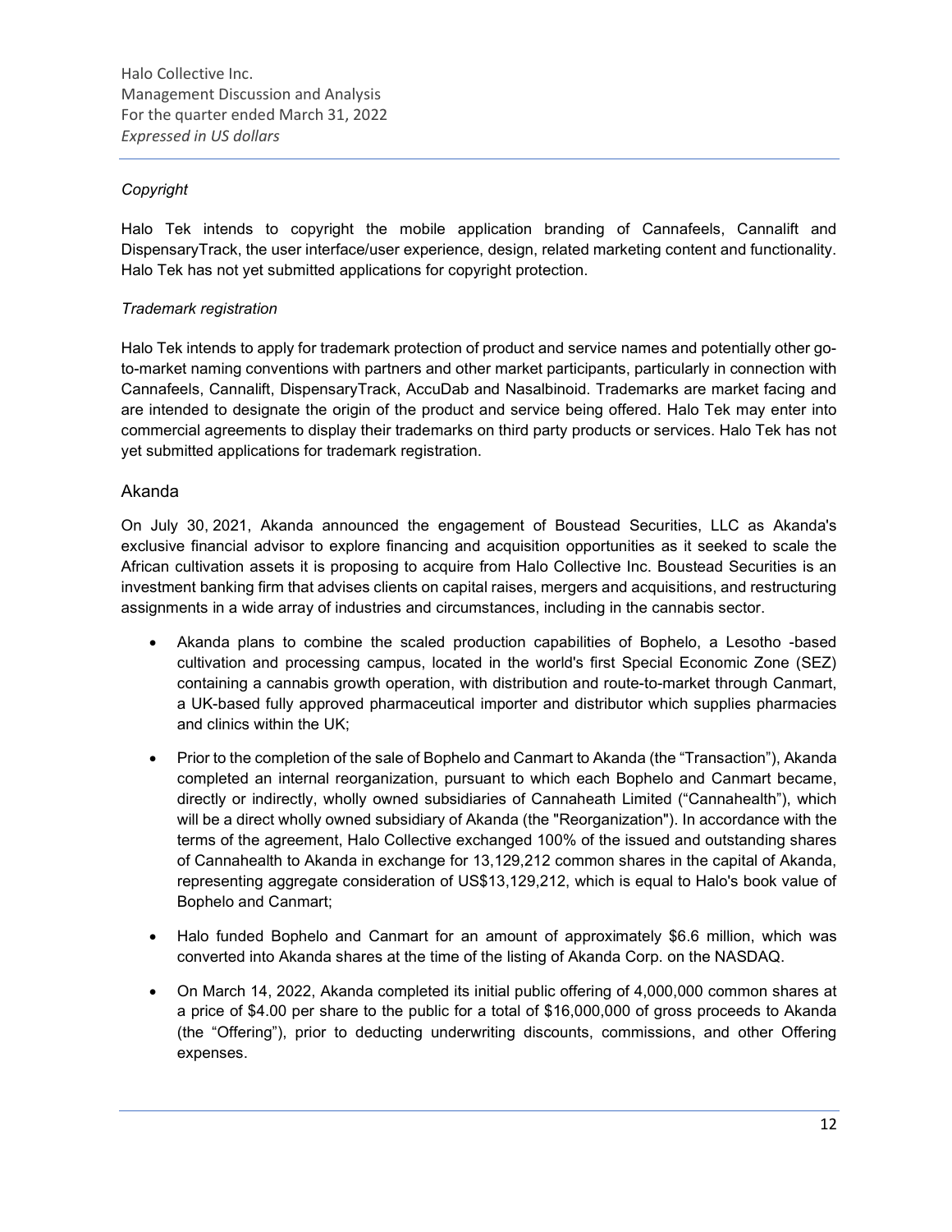*Copyright*

Halo Tek intends to copyright the mobile application branding of Cannafeels, Cannalift and DispensaryTrack, the user interface/user experience, design, related marketing content and functionality. Halo Tek has not yet submitted applications for copyright protection.

*Trademark registration*

Halo Tek intends to apply for trademark protection of product and service names and potentially other go-to-market naming conventions with partners and other market participants, particularly in connection with Cannafeels, Cannalift, DispensaryTrack, AccuDab and Nasalbinoid. Trademarks are market facing and are intended to designate the origin of the product and service being offered. Halo Tek may enter into commercial agreements to display their trademarks on third party products or services. Halo Tek has not yet submitted applications for trademark registration.

## Akanda

On July 30, 2021, Akanda announced the engagement of Boustead Securities, LLC as Akanda's exclusive financial advisor to explore financing and acquisition opportunities as it seeked to scale the African cultivation assets it is proposing to acquire from Halo Collective Inc. Boustead Securities is an investment banking firm that advises clients on capital raises, mergers and acquisitions, and restructuring assignments in a wide array of industries and circumstances, including in the cannabis sector.

- Akanda plans to combine the scaled production capabilities of Bophelo, a Lesotho -based cultivation and processing campus, located in the world's first Special Economic Zone (SEZ) containing a cannabis growth operation, with distribution and route-to-market through Canmart, a UK-based fully approved pharmaceutical importer and distributor which supplies pharmacies and clinics within the UK;
- Prior to the completion of the sale of Bophelo and Canmart to Akanda (the "Transaction"), Akanda completed an internal reorganization, pursuant to which each Bophelo and Canmart became, directly or indirectly, wholly owned subsidiaries of Cannaheath Limited ("Cannahealth"), which will be a direct wholly owned subsidiary of Akanda (the "Reorganization"). In accordance with the terms of the agreement, Halo Collective exchanged 100% of the issued and outstanding shares of Cannahealth to Akanda in exchange for 13,129,212 common shares in the capital of Akanda, representing aggregate consideration of US$13,129,212, which is equal to Halo's book value of Bophelo and Canmart;
- Halo funded Bophelo and Canmart for an amount of approximately $6.6 million, which was converted into Akanda shares at the time of the listing of Akanda Corp. on the NASDAQ.
- On March 14, 2022, Akanda completed its initial public offering of 4,000,000 common shares at a price of $4.00 per share to the public for a total of $16,000,000 of gross proceeds to Akanda (the "Offering"), prior to deducting underwriting discounts, commissions, and other Offering expenses.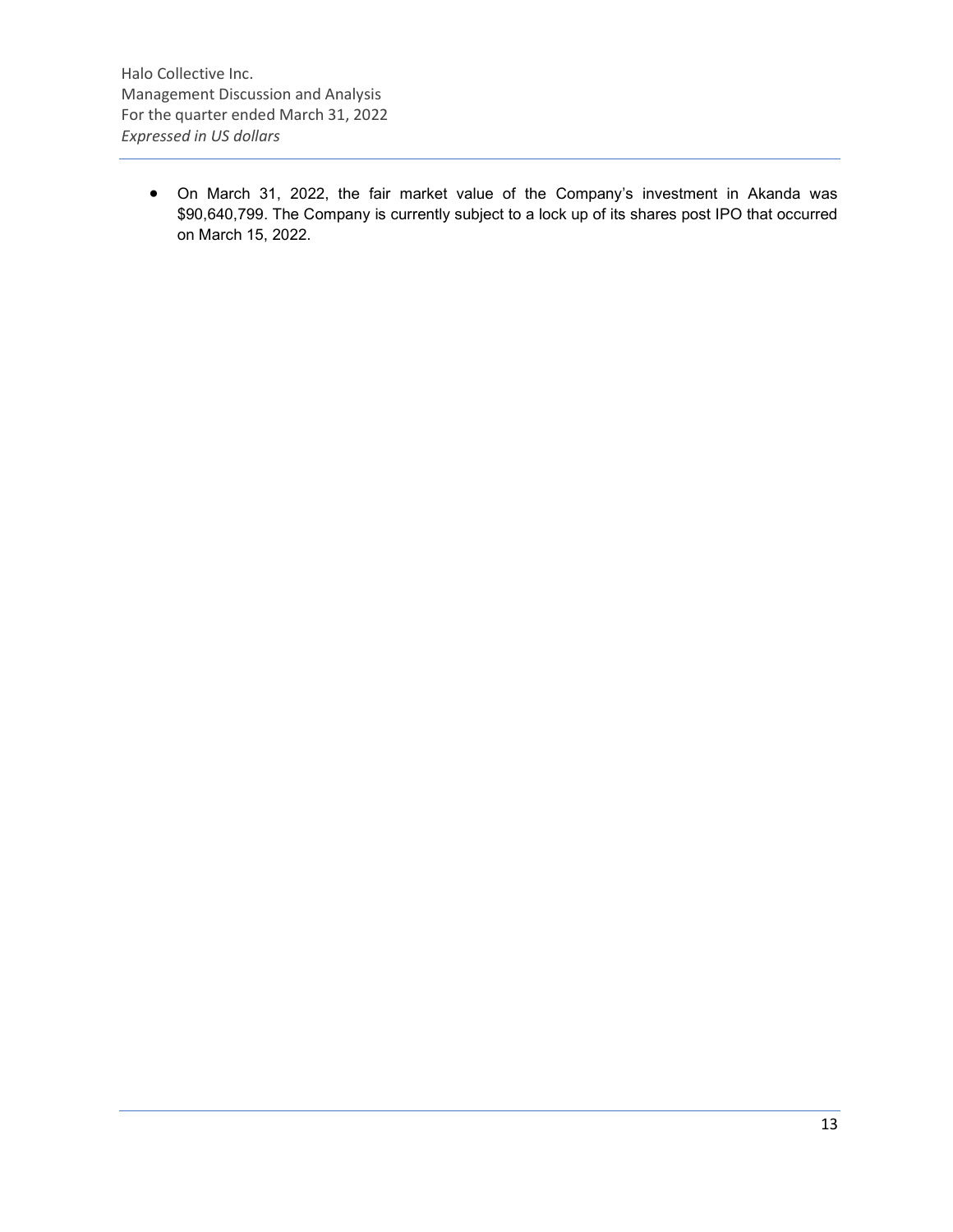- On March 31, 2022, the fair market value of the Company's investment in Akanda was $90,640,799. The Company is currently subject to a lock up of its shares post IPO that occurred on March 15, 2022.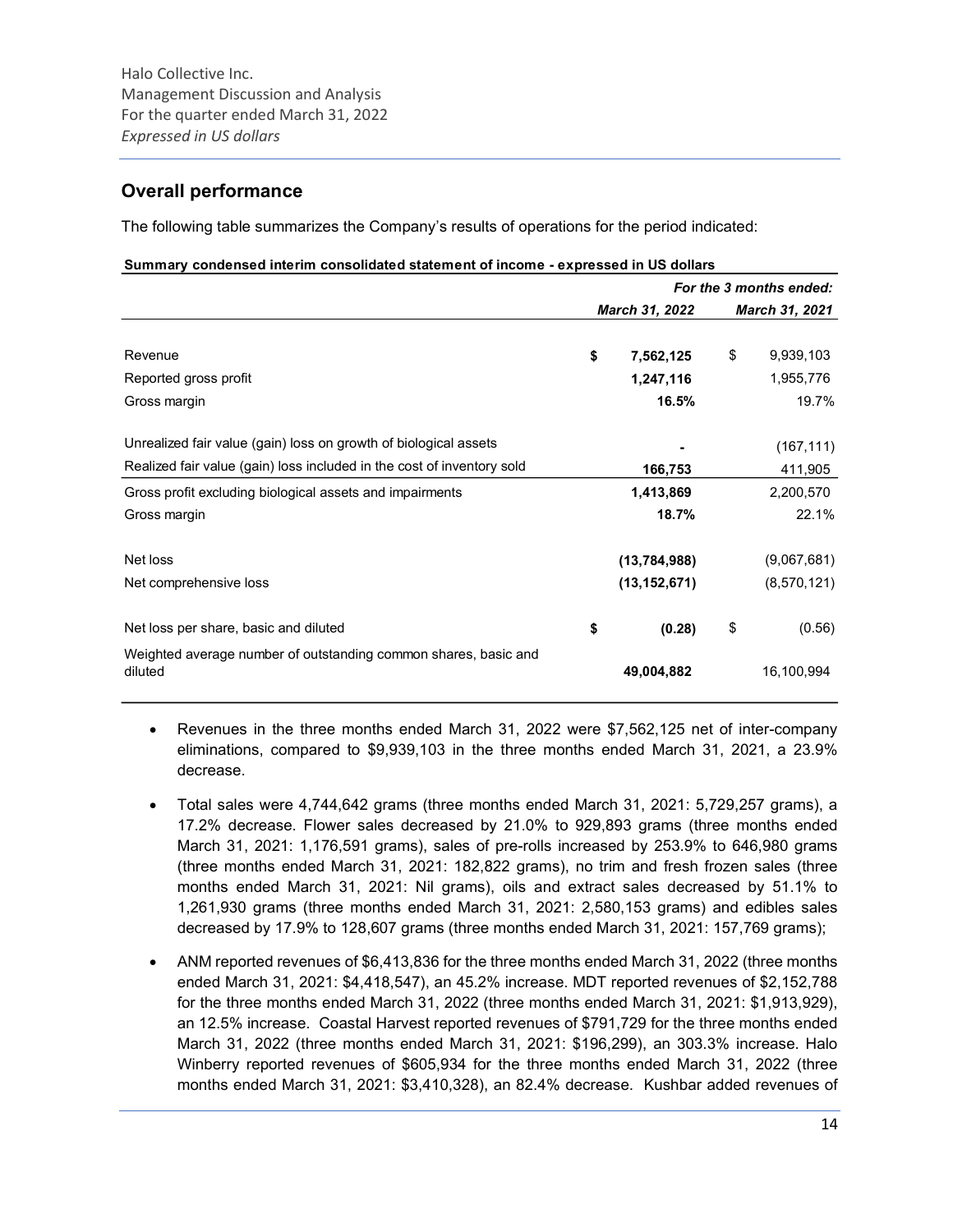## Overall performance

The following table summarizes the Company's results of operations for the period indicated:

**Summary condensed interim consolidated statement of income - expressed in US dollars**

| | *For the 3 months ended:* | |
|---|---|---|
| | ***March 31, 2022*** | ***March 31, 2021*** |
| Revenue | **$ 7,562,125** | $ 9,939,103 |
| Reported gross profit | **1,247,116** | 1,955,776 |
| Gross margin | **16.5%** | 19.7% |
| Unrealized fair value (gain) loss on growth of biological assets | **-** | (167,111) |
| Realized fair value (gain) loss included in the cost of inventory sold | **166,753** | 411,905 |
| Gross profit excluding biological assets and impairments | **1,413,869** | 2,200,570 |
| Gross margin | **18.7%** | 22.1% |
| Net loss | **(13,784,988)** | (9,067,681) |
| Net comprehensive loss | **(13,152,671)** | (8,570,121) |
| Net loss per share, basic and diluted | **$ (0.28)** | $ (0.56) |
| Weighted average number of outstanding common shares, basic and diluted | **49,004,882** | 16,100,994 |

- Revenues in the three months ended March 31, 2022 were $7,562,125 net of inter-company eliminations, compared to $9,939,103 in the three months ended March 31, 2021, a 23.9% decrease.
- Total sales were 4,744,642 grams (three months ended March 31, 2021: 5,729,257 grams), a 17.2% decrease. Flower sales decreased by 21.0% to 929,893 grams (three months ended March 31, 2021: 1,176,591 grams), sales of pre-rolls increased by 253.9% to 646,980 grams (three months ended March 31, 2021: 182,822 grams), no trim and fresh frozen sales (three months ended March 31, 2021: Nil grams), oils and extract sales decreased by 51.1% to 1,261,930 grams (three months ended March 31, 2021: 2,580,153 grams) and edibles sales decreased by 17.9% to 128,607 grams (three months ended March 31, 2021: 157,769 grams);
- ANM reported revenues of $6,413,836 for the three months ended March 31, 2022 (three months ended March 31, 2021: $4,418,547), an 45.2% increase. MDT reported revenues of $2,152,788 for the three months ended March 31, 2022 (three months ended March 31, 2021: $1,913,929), an 12.5% increase. Coastal Harvest reported revenues of $791,729 for the three months ended March 31, 2022 (three months ended March 31, 2021: $196,299), an 303.3% increase. Halo Winberry reported revenues of $605,934 for the three months ended March 31, 2022 (three months ended March 31, 2021: $3,410,328), an 82.4% decrease. Kushbar added revenues of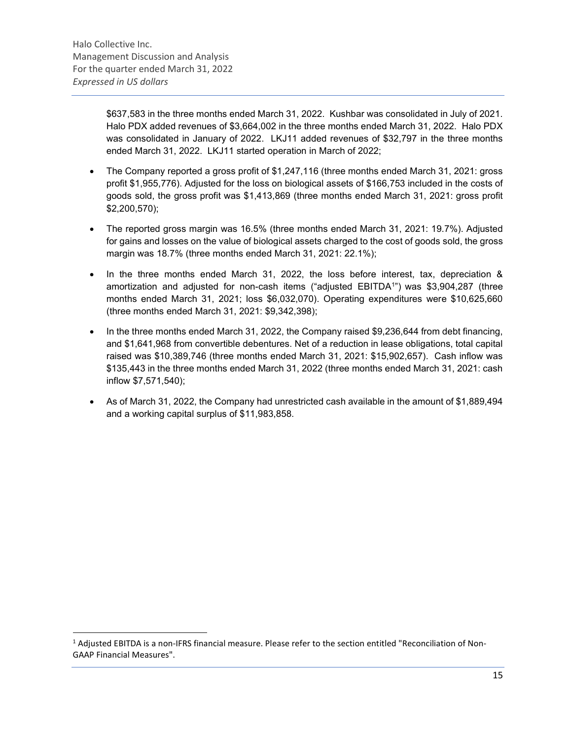$637,583 in the three months ended March 31, 2022. Kushbar was consolidated in July of 2021. Halo PDX added revenues of $3,664,002 in the three months ended March 31, 2022. Halo PDX was consolidated in January of 2022. LKJ11 added revenues of $32,797 in the three months ended March 31, 2022. LKJ11 started operation in March of 2022;

- The Company reported a gross profit of $1,247,116 (three months ended March 31, 2021: gross profit $1,955,776). Adjusted for the loss on biological assets of $166,753 included in the costs of goods sold, the gross profit was $1,413,869 (three months ended March 31, 2021: gross profit $2,200,570);
- The reported gross margin was 16.5% (three months ended March 31, 2021: 19.7%). Adjusted for gains and losses on the value of biological assets charged to the cost of goods sold, the gross margin was 18.7% (three months ended March 31, 2021: 22.1%);
- In the three months ended March 31, 2022, the loss before interest, tax, depreciation & amortization and adjusted for non-cash items ("adjusted EBITDA[1]") was $3,904,287 (three months ended March 31, 2021; loss $6,032,070). Operating expenditures were $10,625,660 (three months ended March 31, 2021: $9,342,398);
- In the three months ended March 31, 2022, the Company raised $9,236,644 from debt financing, and $1,641,968 from convertible debentures. Net of a reduction in lease obligations, total capital raised was $10,389,746 (three months ended March 31, 2021: $15,902,657). Cash inflow was $135,443 in the three months ended March 31, 2022 (three months ended March 31, 2021: cash inflow $7,571,540);
- As of March 31, 2022, the Company had unrestricted cash available in the amount of $1,889,494 and a working capital surplus of $11,983,858.

[1] Adjusted EBITDA is a non-IFRS financial measure. Please refer to the section entitled "Reconciliation of Non-GAAP Financial Measures".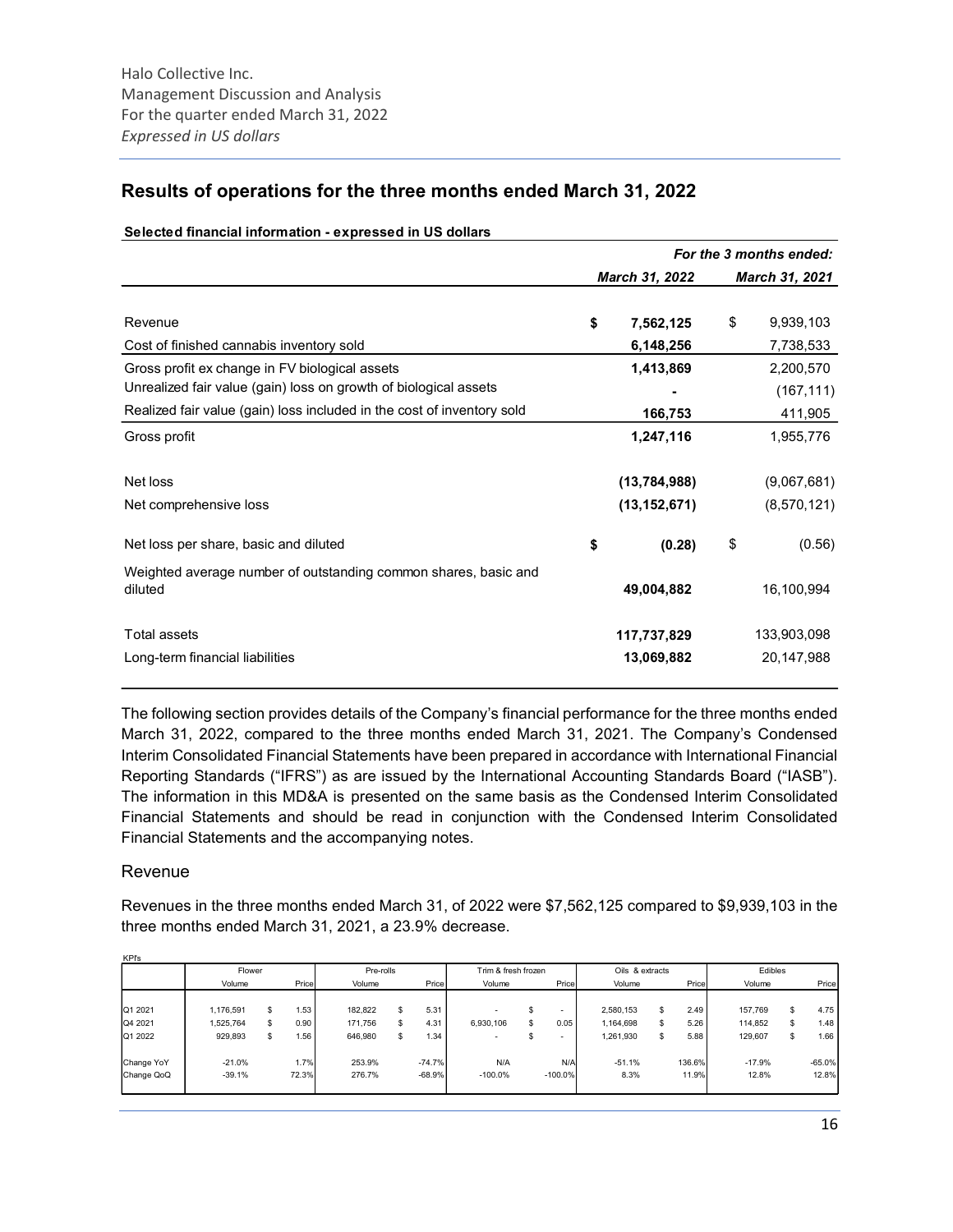## Results of operations for the three months ended March 31, 2022

**Selected financial information - expressed in US dollars**

| | *For the 3 months ended:* | |
|---|---|---|
| | *March 31, 2022* | *March 31, 2021* |
| Revenue | **$ 7,562,125** | $ 9,939,103 |
| Cost of finished cannabis inventory sold | **6,148,256** | 7,738,533 |
| Gross profit ex change in FV biological assets | **1,413,869** | 2,200,570 |
| Unrealized fair value (gain) loss on growth of biological assets | **-** | (167,111) |
| Realized fair value (gain) loss included in the cost of inventory sold | **166,753** | 411,905 |
| Gross profit | **1,247,116** | 1,955,776 |
| Net loss | **(13,784,988)** | (9,067,681) |
| Net comprehensive loss | **(13,152,671)** | (8,570,121) |
| Net loss per share, basic and diluted | **$ (0.28)** | $ (0.56) |
| Weighted average number of outstanding common shares, basic and diluted | **49,004,882** | 16,100,994 |
| Total assets | **117,737,829** | 133,903,098 |
| Long-term financial liabilities | **13,069,882** | 20,147,988 |

The following section provides details of the Company's financial performance for the three months ended March 31, 2022, compared to the three months ended March 31, 2021. The Company's Condensed Interim Consolidated Financial Statements have been prepared in accordance with International Financial Reporting Standards ("IFRS") as are issued by the International Accounting Standards Board ("IASB"). The information in this MD&A is presented on the same basis as the Condensed Interim Consolidated Financial Statements and should be read in conjunction with the Condensed Interim Consolidated Financial Statements and the accompanying notes.

### Revenue

Revenues in the three months ended March 31, of 2022 were $7,562,125 compared to $9,939,103 in the three months ended March 31, 2021, a 23.9% decrease.

KPI's

| | Flower | | Pre-rolls | | Trim & fresh frozen | | Oils & extracts | | Edibles | |
|---|---|---|---|---|---|---|---|---|---|---|
| | Volume | Price | Volume | Price | Volume | Price | Volume | Price | Volume | Price |
| Q1 2021 | 1,176,591 | $ 1.53 | 182,822 | $ 5.31 | - | $ - | 2,580,153 | $ 2.49 | 157,769 | $ 4.75 |
| Q4 2021 | 1,525,764 | $ 0.90 | 171,756 | $ 4.31 | 6,930,106 | $ 0.05 | 1,164,698 | $ 5.26 | 114,852 | $ 1.48 |
| Q1 2022 | 929,893 | $ 1.56 | 646,980 | $ 1.34 | - | $ - | 1,261,930 | $ 5.88 | 129,607 | $ 1.66 |
| Change YoY | -21.0% | 1.7% | 253.9% | -74.7% | N/A | N/A | -51.1% | 136.6% | -17.9% | -65.0% |
| Change QoQ | -39.1% | 72.3% | 276.7% | -68.9% | -100.0% | -100.0% | 8.3% | 11.9% | 12.8% | 12.8% |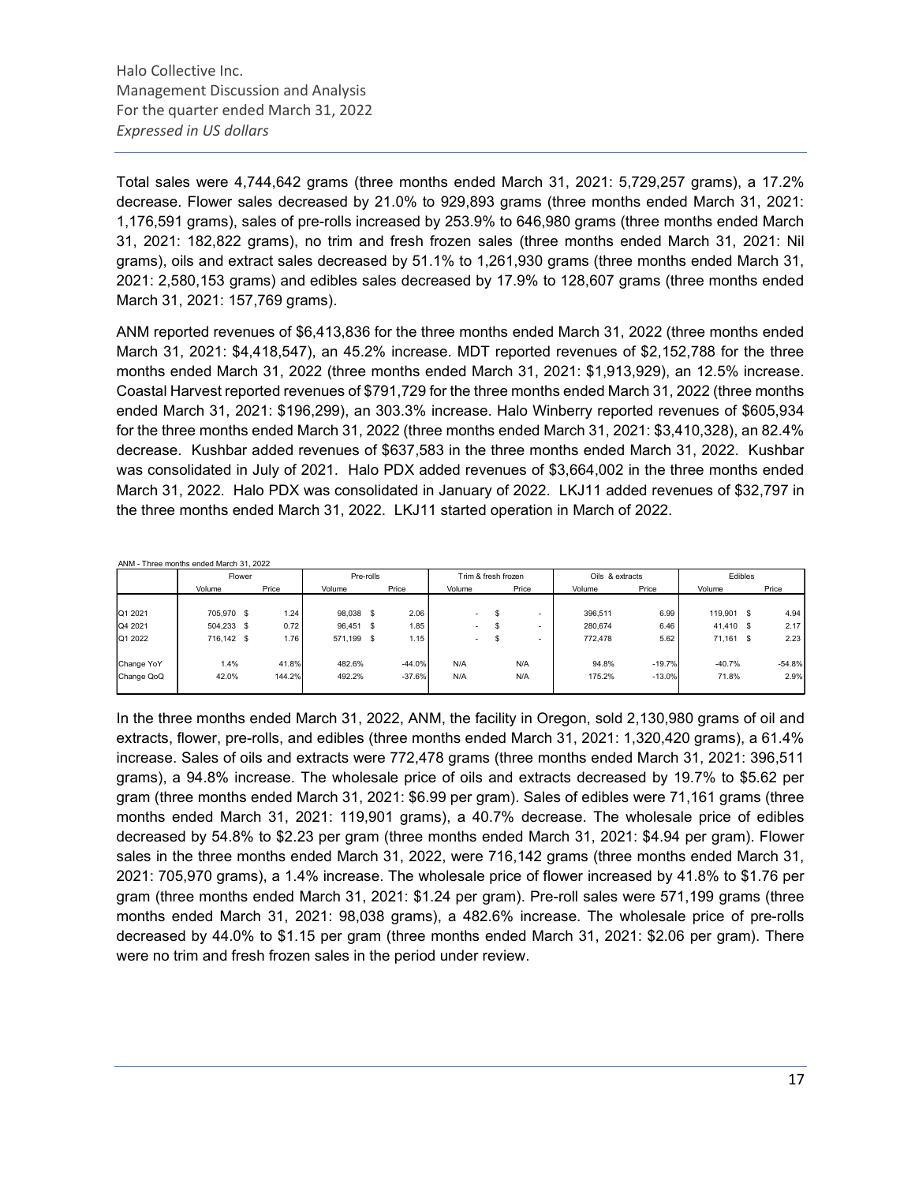Total sales were 4,744,642 grams (three months ended March 31, 2021: 5,729,257 grams), a 17.2% decrease. Flower sales decreased by 21.0% to 929,893 grams (three months ended March 31, 2021: 1,176,591 grams), sales of pre-rolls increased by 253.9% to 646,980 grams (three months ended March 31, 2021: 182,822 grams), no trim and fresh frozen sales (three months ended March 31, 2021: Nil grams), oils and extract sales decreased by 51.1% to 1,261,930 grams (three months ended March 31, 2021: 2,580,153 grams) and edibles sales decreased by 17.9% to 128,607 grams (three months ended March 31, 2021: 157,769 grams).

ANM reported revenues of $6,413,836 for the three months ended March 31, 2022 (three months ended March 31, 2021: $4,418,547), an 45.2% increase. MDT reported revenues of $2,152,788 for the three months ended March 31, 2022 (three months ended March 31, 2021: $1,913,929), an 12.5% increase. Coastal Harvest reported revenues of $791,729 for the three months ended March 31, 2022 (three months ended March 31, 2021: $196,299), an 303.3% increase. Halo Winberry reported revenues of $605,934 for the three months ended March 31, 2022 (three months ended March 31, 2021: $3,410,328), an 82.4% decrease. Kushbar added revenues of $637,583 in the three months ended March 31, 2022. Kushbar was consolidated in July of 2021. Halo PDX added revenues of $3,664,002 in the three months ended March 31, 2022. Halo PDX was consolidated in January of 2022. LKJ11 added revenues of $32,797 in the three months ended March 31, 2022. LKJ11 started operation in March of 2022.

ANM - Three months ended March 31, 2022

| | Flower | | Pre-rolls | | Trim & fresh frozen | | Oils & extracts | | Edibles | |
|---|---|---|---|---|---|---|---|---|---|---|
| | Volume | Price | Volume | Price | Volume | Price | Volume | Price | Volume | Price |
| Q1 2021 | 705,970 | $ 1.24 | 98,038 | $ 2.06 | - | $ - | 396,511 | 6.99 | 119,901 | $ 4.94 |
| Q4 2021 | 504,233 | $ 0.72 | 96,451 | $ 1.85 | - | $ - | 280,674 | 6.46 | 41,410 | $ 2.17 |
| Q1 2022 | 716,142 | $ 1.76 | 571,199 | $ 1.15 | - | $ - | 772,478 | 5.62 | 71,161 | $ 2.23 |
| Change YoY | 1.4% | 41.8% | 482.6% | -44.0% | N/A | N/A | 94.8% | -19.7% | -40.7% | -54.8% |
| Change QoQ | 42.0% | 144.2% | 492.2% | -37.6% | N/A | N/A | 175.2% | -13.0% | 71.8% | 2.9% |

In the three months ended March 31, 2022, ANM, the facility in Oregon, sold 2,130,980 grams of oil and extracts, flower, pre-rolls, and edibles (three months ended March 31, 2021: 1,320,420 grams), a 61.4% increase. Sales of oils and extracts were 772,478 grams (three months ended March 31, 2021: 396,511 grams), a 94.8% increase. The wholesale price of oils and extracts decreased by 19.7% to $5.62 per gram (three months ended March 31, 2021: $6.99 per gram). Sales of edibles were 71,161 grams (three months ended March 31, 2021: 119,901 grams), a 40.7% decrease. The wholesale price of edibles decreased by 54.8% to $2.23 per gram (three months ended March 31, 2021: $4.94 per gram). Flower sales in the three months ended March 31, 2022, were 716,142 grams (three months ended March 31, 2021: 705,970 grams), a 1.4% increase. The wholesale price of flower increased by 41.8% to $1.76 per gram (three months ended March 31, 2021: $1.24 per gram). Pre-roll sales were 571,199 grams (three months ended March 31, 2021: 98,038 grams), a 482.6% increase. The wholesale price of pre-rolls decreased by 44.0% to $1.15 per gram (three months ended March 31, 2021: $2.06 per gram). There were no trim and fresh frozen sales in the period under review.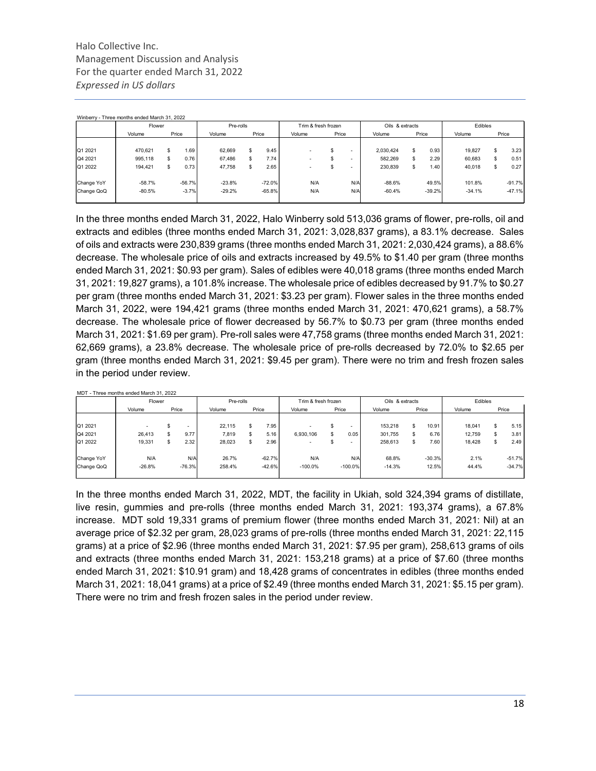Winberry - Three months ended March 31, 2022

| | Flower | | Pre-rolls | | Trim & fresh frozen | | Oils & extracts | | Edibles | |
|---|---|---|---|---|---|---|---|---|---|---|
| | Volume | Price | Volume | Price | Volume | Price | Volume | Price | Volume | Price |
| Q1 2021 | 470,621 | $ 1.69 | 62,669 | $ 9.45 | - | $ - | 2,030,424 | $ 0.93 | 19,827 | $ 3.23 |
| Q4 2021 | 995,118 | $ 0.76 | 67,486 | $ 7.74 | - | $ - | 582,269 | $ 2.29 | 60,683 | $ 0.51 |
| Q1 2022 | 194,421 | $ 0.73 | 47,758 | $ 2.65 | - | $ - | 230,839 | $ 1.40 | 40,018 | $ 0.27 |
| Change YoY | -58.7% | -56.7% | -23.8% | -72.0% | N/A | N/A | -88.6% | 49.5% | 101.8% | -91.7% |
| Change QoQ | -80.5% | -3.7% | -29.2% | -65.8% | N/A | N/A | -60.4% | -39.2% | -34.1% | -47.1% |

In the three months ended March 31, 2022, Halo Winberry sold 513,036 grams of flower, pre-rolls, oil and extracts and edibles (three months ended March 31, 2021: 3,028,837 grams), a 83.1% decrease. Sales of oils and extracts were 230,839 grams (three months ended March 31, 2021: 2,030,424 grams), a 88.6% decrease. The wholesale price of oils and extracts increased by 49.5% to $1.40 per gram (three months ended March 31, 2021: $0.93 per gram). Sales of edibles were 40,018 grams (three months ended March 31, 2021: 19,827 grams), a 101.8% increase. The wholesale price of edibles decreased by 91.7% to $0.27 per gram (three months ended March 31, 2021: $3.23 per gram). Flower sales in the three months ended March 31, 2022, were 194,421 grams (three months ended March 31, 2021: 470,621 grams), a 58.7% decrease. The wholesale price of flower decreased by 56.7% to $0.73 per gram (three months ended March 31, 2021: $1.69 per gram). Pre-roll sales were 47,758 grams (three months ended March 31, 2021: 62,669 grams), a 23.8% decrease. The wholesale price of pre-rolls decreased by 72.0% to $2.65 per gram (three months ended March 31, 2021: $9.45 per gram). There were no trim and fresh frozen sales in the period under review.

MDT - Three months ended March 31, 2022

| | Flower | | Pre-rolls | | Trim & fresh frozen | | Oils & extracts | | Edibles | |
|---|---|---|---|---|---|---|---|---|---|---|
| | Volume | Price | Volume | Price | Volume | Price | Volume | Price | Volume | Price |
| Q1 2021 | - | $ - | 22,115 | $ 7.95 | - | $ - | 153,218 | $ 10.91 | 18,041 | $ 5.15 |
| Q4 2021 | 26,413 | $ 9.77 | 7,819 | $ 5.16 | 6,930,106 | $ 0.05 | 301,755 | $ 6.76 | 12,759 | $ 3.81 |
| Q1 2022 | 19,331 | $ 2.32 | 28,023 | $ 2.96 | - | $ - | 258,613 | $ 7.60 | 18,428 | $ 2.49 |
| Change YoY | N/A | N/A | 26.7% | -62.7% | N/A | N/A | 68.8% | -30.3% | 2.1% | -51.7% |
| Change QoQ | -26.8% | -76.3% | 258.4% | -42.6% | -100.0% | -100.0% | -14.3% | 12.5% | 44.4% | -34.7% |

In the three months ended March 31, 2022, MDT, the facility in Ukiah, sold 324,394 grams of distillate, live resin, gummies and pre-rolls (three months ended March 31, 2021: 193,374 grams), a 67.8% increase. MDT sold 19,331 grams of premium flower (three months ended March 31, 2021: Nil) at an average price of $2.32 per gram, 28,023 grams of pre-rolls (three months ended March 31, 2021: 22,115 grams) at a price of $2.96 (three months ended March 31, 2021: $7.95 per gram), 258,613 grams of oils and extracts (three months ended March 31, 2021: 153,218 grams) at a price of $7.60 (three months ended March 31, 2021: $10.91 gram) and 18,428 grams of concentrates in edibles (three months ended March 31, 2021: 18,041 grams) at a price of $2.49 (three months ended March 31, 2021: $5.15 per gram). There were no trim and fresh frozen sales in the period under review.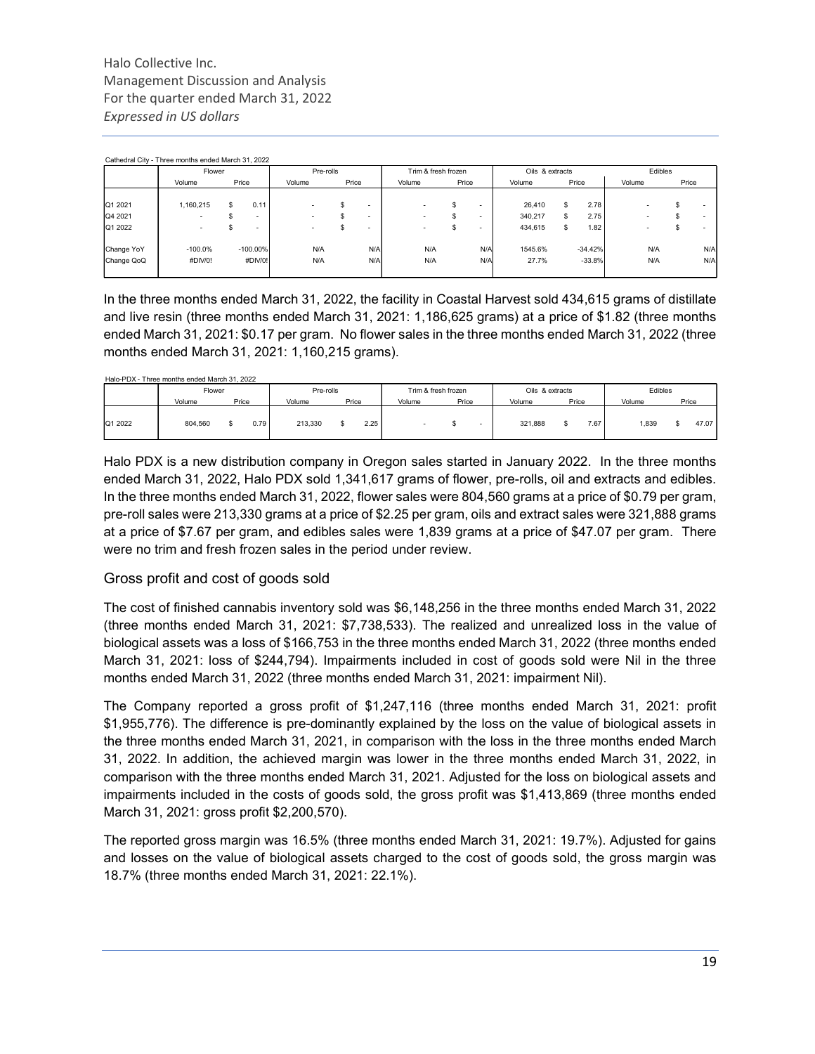Cathedral City - Three months ended March 31, 2022

| | Flower | | Pre-rolls | | Trim & fresh frozen | | Oils & extracts | | Edibles | |
|---|---|---|---|---|---|---|---|---|---|---|
| | Volume | Price | Volume | Price | Volume | Price | Volume | Price | Volume | Price |
| Q1 2021 | 1,160,215 | $ 0.11 | - | $ - | - | $ - | 26,410 | $ 2.78 | - | $ - |
| Q4 2021 | - | $ - | - | $ - | - | $ - | 340,217 | $ 2.75 | - | $ - |
| Q1 2022 | - | $ - | - | $ - | - | $ - | 434,615 | $ 1.82 | - | $ - |
| Change YoY | -100.0% | -100.00% | N/A | N/A | N/A | N/A | 1545.6% | -34.42% | N/A | N/A |
| Change QoQ | #DIV/0! | #DIV/0! | N/A | N/A | N/A | N/A | 27.7% | -33.8% | N/A | N/A |

In the three months ended March 31, 2022, the facility in Coastal Harvest sold 434,615 grams of distillate and live resin (three months ended March 31, 2021: 1,186,625 grams) at a price of $1.82 (three months ended March 31, 2021: $0.17 per gram. No flower sales in the three months ended March 31, 2022 (three months ended March 31, 2021: 1,160,215 grams).

Halo-PDX - Three months ended March 31, 2022

| | Flower | | Pre-rolls | | Trim & fresh frozen | | Oils & extracts | | Edibles | |
|---|---|---|---|---|---|---|---|---|---|---|
| | Volume | Price | Volume | Price | Volume | Price | Volume | Price | Volume | Price |
| Q1 2022 | 804,560 | $ 0.79 | 213,330 | $ 2.25 | - | $ - | 321,888 | $ 7.67 | 1,839 | $ 47.07 |

Halo PDX is a new distribution company in Oregon sales started in January 2022. In the three months ended March 31, 2022, Halo PDX sold 1,341,617 grams of flower, pre-rolls, oil and extracts and edibles. In the three months ended March 31, 2022, flower sales were 804,560 grams at a price of $0.79 per gram, pre-roll sales were 213,330 grams at a price of $2.25 per gram, oils and extract sales were 321,888 grams at a price of $7.67 per gram, and edibles sales were 1,839 grams at a price of $47.07 per gram. There were no trim and fresh frozen sales in the period under review.

## Gross profit and cost of goods sold

The cost of finished cannabis inventory sold was $6,148,256 in the three months ended March 31, 2022 (three months ended March 31, 2021: $7,738,533). The realized and unrealized loss in the value of biological assets was a loss of $166,753 in the three months ended March 31, 2022 (three months ended March 31, 2021: loss of $244,794). Impairments included in cost of goods sold were Nil in the three months ended March 31, 2022 (three months ended March 31, 2021: impairment Nil).

The Company reported a gross profit of $1,247,116 (three months ended March 31, 2021: profit $1,955,776). The difference is pre-dominantly explained by the loss on the value of biological assets in the three months ended March 31, 2021, in comparison with the loss in the three months ended March 31, 2022. In addition, the achieved margin was lower in the three months ended March 31, 2022, in comparison with the three months ended March 31, 2021. Adjusted for the loss on biological assets and impairments included in the costs of goods sold, the gross profit was $1,413,869 (three months ended March 31, 2021: gross profit $2,200,570).

The reported gross margin was 16.5% (three months ended March 31, 2021: 19.7%). Adjusted for gains and losses on the value of biological assets charged to the cost of goods sold, the gross margin was 18.7% (three months ended March 31, 2021: 22.1%).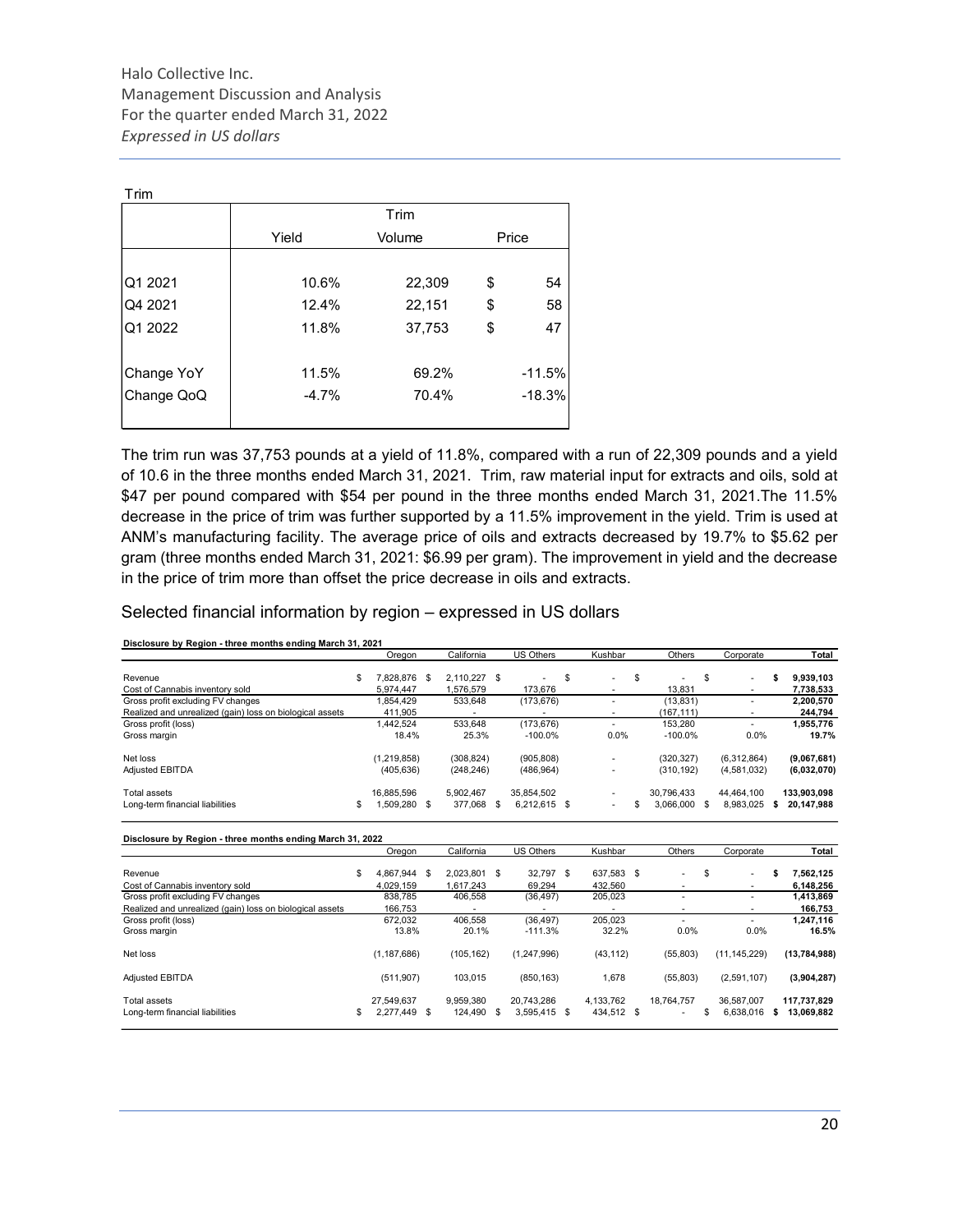Trim

| | Yield | Trim Volume | Price |
|---|---|---|---|
| Q1 2021 | 10.6% | 22,309 | $ 54 |
| Q4 2021 | 12.4% | 22,151 | $ 58 |
| Q1 2022 | 11.8% | 37,753 | $ 47 |
| Change YoY | 11.5% | 69.2% | -11.5% |
| Change QoQ | -4.7% | 70.4% | -18.3% |

The trim run was 37,753 pounds at a yield of 11.8%, compared with a run of 22,309 pounds and a yield of 10.6 in the three months ended March 31, 2021. Trim, raw material input for extracts and oils, sold at $47 per pound compared with $54 per pound in the three months ended March 31, 2021.The 11.5% decrease in the price of trim was further supported by a 11.5% improvement in the yield. Trim is used at ANM's manufacturing facility. The average price of oils and extracts decreased by 19.7% to $5.62 per gram (three months ended March 31, 2021: $6.99 per gram). The improvement in yield and the decrease in the price of trim more than offset the price decrease in oils and extracts.

## Selected financial information by region – expressed in US dollars

**Disclosure by Region - three months ending March 31, 2021**

| | Oregon | California | US Others | Kushbar | Others | Corporate | Total |
|---|---|---|---|---|---|---|---|
| Revenue | $ 7,828,876 | $ 2,110,227 | $ - | $ - | $ - | $ - | $ 9,939,103 |
| Cost of Cannabis inventory sold | 5,974,447 | 1,576,579 | 173,676 | - | 13,831 | - | 7,738,533 |
| Gross profit excluding FV changes | 1,854,429 | 533,648 | (173,676) | - | (13,831) | - | 2,200,570 |
| Realized and unrealized (gain) loss on biological assets | 411,905 | - | - | - | (167,111) | - | 244,794 |
| Gross profit (loss) | 1,442,524 | 533,648 | (173,676) | - | 153,280 | - | 1,955,776 |
| Gross margin | 18.4% | 25.3% | -100.0% | 0.0% | -100.0% | 0.0% | 19.7% |
| Net loss | (1,219,858) | (308,824) | (905,808) | - | (320,327) | (6,312,864) | (9,067,681) |
| Adjusted EBITDA | (405,636) | (248,246) | (486,964) | - | (310,192) | (4,581,032) | (6,032,070) |
| Total assets | 16,885,596 | 5,902,467 | 35,854,502 | - | 30,796,433 | 44,464,100 | 133,903,098 |
| Long-term financial liabilities | $ 1,509,280 | $ 377,068 | $ 6,212,615 | $ - | $ 3,066,000 | $ 8,983,025 | $ 20,147,988 |

**Disclosure by Region - three months ending March 31, 2022**

| | Oregon | California | US Others | Kushbar | Others | Corporate | Total |
|---|---|---|---|---|---|---|---|
| Revenue | $ 4,867,944 | $ 2,023,801 | $ 32,797 | $ 637,583 | $ - | $ - | $ 7,562,125 |
| Cost of Cannabis inventory sold | 4,029,159 | 1,617,243 | 69,294 | 432,560 | - | - | 6,148,256 |
| Gross profit excluding FV changes | 838,785 | 406,558 | (36,497) | 205,023 | - | - | 1,413,869 |
| Realized and unrealized (gain) loss on biological assets | 166,753 | - | - | - | - | - | 166,753 |
| Gross profit (loss) | 672,032 | 406,558 | (36,497) | 205,023 | - | - | 1,247,116 |
| Gross margin | 13.8% | 20.1% | -111.3% | 32.2% | 0.0% | 0.0% | 16.5% |
| Net loss | (1,187,686) | (105,162) | (1,247,996) | (43,112) | (55,803) | (11,145,229) | (13,784,988) |
| Adjusted EBITDA | (511,907) | 103,015 | (850,163) | 1,678 | (55,803) | (2,591,107) | (3,904,287) |
| Total assets | 27,549,637 | 9,959,380 | 20,743,286 | 4,133,762 | 18,764,757 | 36,587,007 | 117,737,829 |
| Long-term financial liabilities | $ 2,277,449 | $ 124,490 | $ 3,595,415 | $ 434,512 | $ - | $ 6,638,016 | $ 13,069,882 |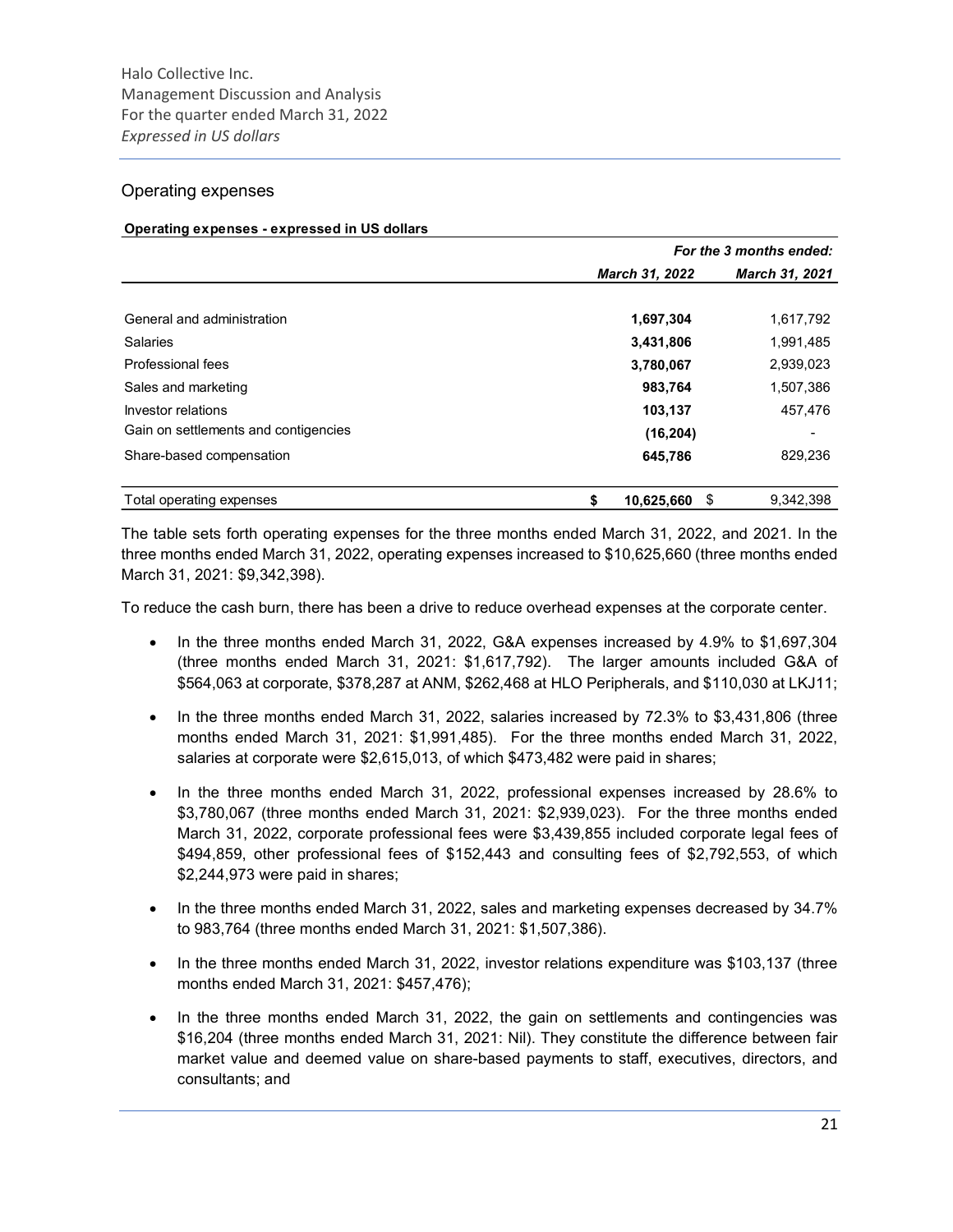## Operating expenses

**Operating expenses - expressed in US dollars**

| | *For the 3 months ended:* | |
|---|---|---|
| | *March 31, 2022* | *March 31, 2021* |
| General and administration | **1,697,304** | 1,617,792 |
| Salaries | **3,431,806** | 1,991,485 |
| Professional fees | **3,780,067** | 2,939,023 |
| Sales and marketing | **983,764** | 1,507,386 |
| Investor relations | **103,137** | 457,476 |
| Gain on settlements and contigencies | **(16,204)** | - |
| Share-based compensation | **645,786** | 829,236 |
| Total operating expenses | **$ 10,625,660** | $ 9,342,398 |

The table sets forth operating expenses for the three months ended March 31, 2022, and 2021. In the three months ended March 31, 2022, operating expenses increased to $10,625,660 (three months ended March 31, 2021: $9,342,398).

To reduce the cash burn, there has been a drive to reduce overhead expenses at the corporate center.

- In the three months ended March 31, 2022, G&A expenses increased by 4.9% to $1,697,304 (three months ended March 31, 2021: $1,617,792). The larger amounts included G&A of $564,063 at corporate, $378,287 at ANM, $262,468 at HLO Peripherals, and $110,030 at LKJ11;
- In the three months ended March 31, 2022, salaries increased by 72.3% to $3,431,806 (three months ended March 31, 2021: $1,991,485). For the three months ended March 31, 2022, salaries at corporate were $2,615,013, of which $473,482 were paid in shares;
- In the three months ended March 31, 2022, professional expenses increased by 28.6% to $3,780,067 (three months ended March 31, 2021: $2,939,023). For the three months ended March 31, 2022, corporate professional fees were $3,439,855 included corporate legal fees of $494,859, other professional fees of $152,443 and consulting fees of $2,792,553, of which $2,244,973 were paid in shares;
- In the three months ended March 31, 2022, sales and marketing expenses decreased by 34.7% to 983,764 (three months ended March 31, 2021: $1,507,386).
- In the three months ended March 31, 2022, investor relations expenditure was $103,137 (three months ended March 31, 2021: $457,476);
- In the three months ended March 31, 2022, the gain on settlements and contingencies was $16,204 (three months ended March 31, 2021: Nil). They constitute the difference between fair market value and deemed value on share-based payments to staff, executives, directors, and consultants; and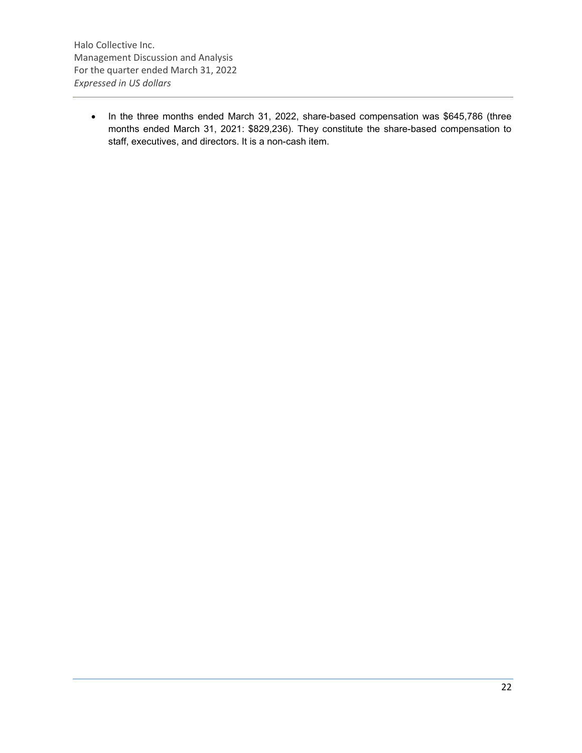- In the three months ended March 31, 2022, share-based compensation was $645,786 (three months ended March 31, 2021: $829,236). They constitute the share-based compensation to staff, executives, and directors. It is a non-cash item.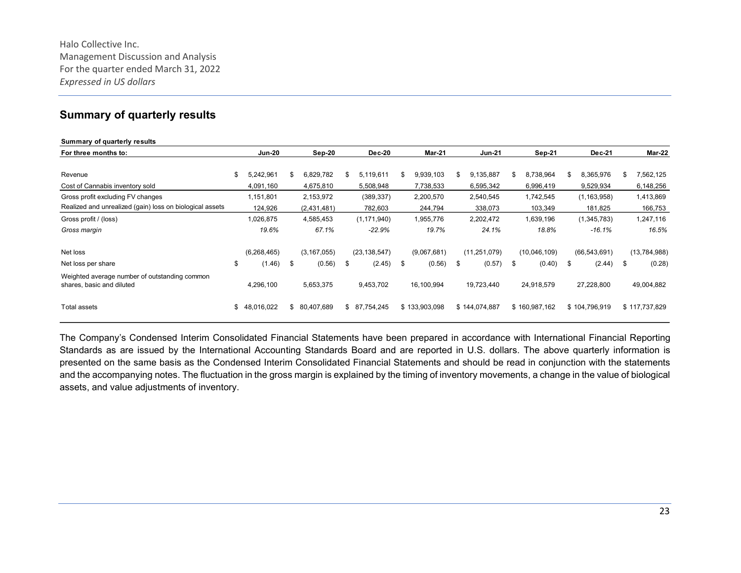## Summary of quarterly results

| Summary of quarterly results | | | | | | | | |
|---|---|---|---|---|---|---|---|---|
| For three months to: | Jun-20 | Sep-20 | Dec-20 | Mar-21 | Jun-21 | Sep-21 | Dec-21 | Mar-22 |
| Revenue | $ 5,242,961 | $ 6,829,782 | $ 5,119,611 | $ 9,939,103 | $ 9,135,887 | $ 8,738,964 | $ 8,365,976 | $ 7,562,125 |
| Cost of Cannabis inventory sold | 4,091,160 | 4,675,810 | 5,508,948 | 7,738,533 | 6,595,342 | 6,996,419 | 9,529,934 | 6,148,256 |
| Gross profit excluding FV changes | 1,151,801 | 2,153,972 | (389,337) | 2,200,570 | 2,540,545 | 1,742,545 | (1,163,958) | 1,413,869 |
| Realized and unrealized (gain) loss on biological assets | 124,926 | (2,431,481) | 782,603 | 244,794 | 338,073 | 103,349 | 181,825 | 166,753 |
| Gross profit / (loss) | 1,026,875 | 4,585,453 | (1,171,940) | 1,955,776 | 2,202,472 | 1,639,196 | (1,345,783) | 1,247,116 |
| *Gross margin* | *19.6%* | *67.1%* | *-22.9%* | *19.7%* | *24.1%* | *18.8%* | *-16.1%* | *16.5%* |
| Net loss | (6,268,465) | (3,167,055) | (23,138,547) | (9,067,681) | (11,251,079) | (10,046,109) | (66,543,691) | (13,784,988) |
| Net loss per share | $ (1.46) | $ (0.56) | $ (2.45) | $ (0.56) | $ (0.57) | $ (0.40) | $ (2.44) | $ (0.28) |
| Weighted average number of outstanding common shares, basic and diluted | 4,296,100 | 5,653,375 | 9,453,702 | 16,100,994 | 19,723,440 | 24,918,579 | 27,228,800 | 49,004,882 |
| Total assets | $ 48,016,022 | $ 80,407,689 | $ 87,754,245 | $ 133,903,098 | $ 144,074,887 | $ 160,987,162 | $ 104,796,919 | $ 117,737,829 |

The Company's Condensed Interim Consolidated Financial Statements have been prepared in accordance with International Financial Reporting Standards as are issued by the International Accounting Standards Board and are reported in U.S. dollars. The above quarterly information is presented on the same basis as the Condensed Interim Consolidated Financial Statements and should be read in conjunction with the statements and the accompanying notes. The fluctuation in the gross margin is explained by the timing of inventory movements, a change in the value of biological assets, and value adjustments of inventory.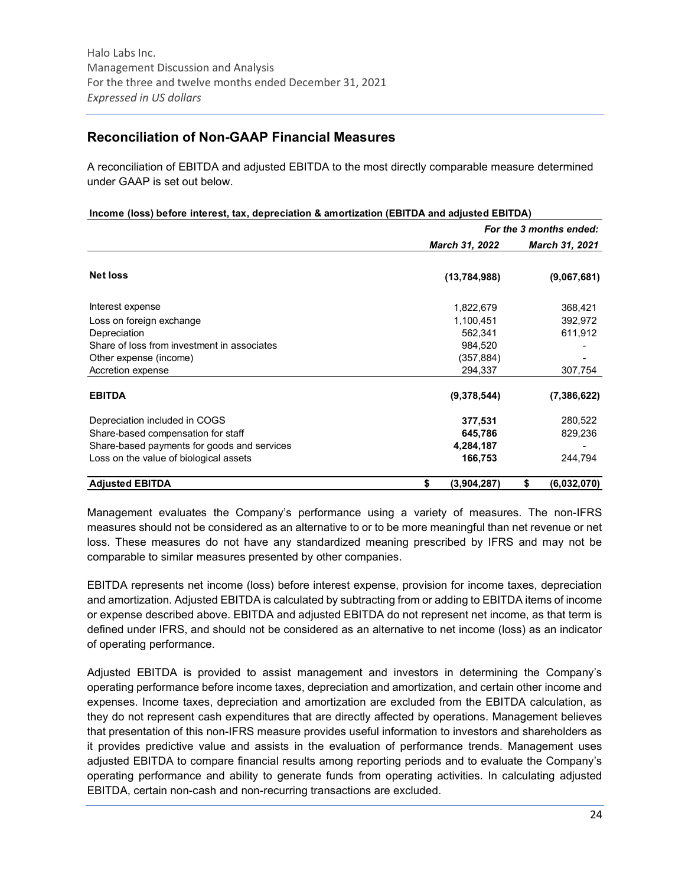## Reconciliation of Non-GAAP Financial Measures

A reconciliation of EBITDA and adjusted EBITDA to the most directly comparable measure determined under GAAP is set out below.

**Income (loss) before interest, tax, depreciation & amortization (EBITDA and adjusted EBITDA)**

| | *For the 3 months ended:* | |
|---|---|---|
| | *March 31, 2022* | *March 31, 2021* |
| **Net loss** | **(13,784,988)** | **(9,067,681)** |
| Interest expense | 1,822,679 | 368,421 |
| Loss on foreign exchange | 1,100,451 | 392,972 |
| Depreciation | 562,341 | 611,912 |
| Share of loss from investment in associates | 984,520 | - |
| Other expense (income) | (357,884) | - |
| Accretion expense | 294,337 | 307,754 |
| **EBITDA** | **(9,378,544)** | **(7,386,622)** |
| Depreciation included in COGS | **377,531** | 280,522 |
| Share-based compensation for staff | **645,786** | 829,236 |
| Share-based payments for goods and services | **4,284,187** | - |
| Loss on the value of biological assets | **166,753** | 244,794 |
| **Adjusted EBITDA** | **$ (3,904,287)** | **$ (6,032,070)** |

Management evaluates the Company's performance using a variety of measures. The non-IFRS measures should not be considered as an alternative to or to be more meaningful than net revenue or net loss. These measures do not have any standardized meaning prescribed by IFRS and may not be comparable to similar measures presented by other companies.

EBITDA represents net income (loss) before interest expense, provision for income taxes, depreciation and amortization. Adjusted EBITDA is calculated by subtracting from or adding to EBITDA items of income or expense described above. EBITDA and adjusted EBITDA do not represent net income, as that term is defined under IFRS, and should not be considered as an alternative to net income (loss) as an indicator of operating performance.

Adjusted EBITDA is provided to assist management and investors in determining the Company's operating performance before income taxes, depreciation and amortization, and certain other income and expenses. Income taxes, depreciation and amortization are excluded from the EBITDA calculation, as they do not represent cash expenditures that are directly affected by operations. Management believes that presentation of this non-IFRS measure provides useful information to investors and shareholders as it provides predictive value and assists in the evaluation of performance trends. Management uses adjusted EBITDA to compare financial results among reporting periods and to evaluate the Company's operating performance and ability to generate funds from operating activities. In calculating adjusted EBITDA, certain non-cash and non-recurring transactions are excluded.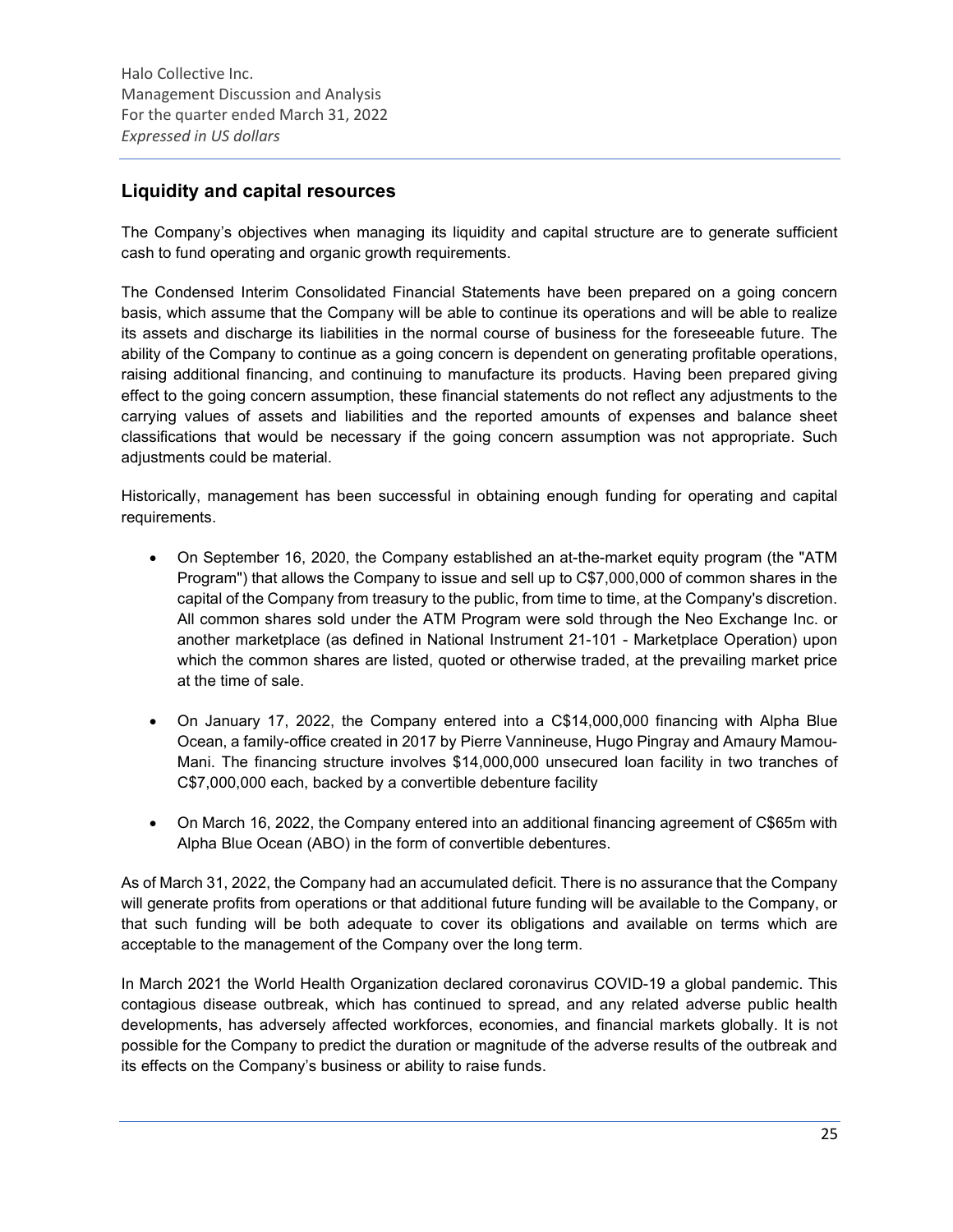## Liquidity and capital resources

The Company's objectives when managing its liquidity and capital structure are to generate sufficient cash to fund operating and organic growth requirements.

The Condensed Interim Consolidated Financial Statements have been prepared on a going concern basis, which assume that the Company will be able to continue its operations and will be able to realize its assets and discharge its liabilities in the normal course of business for the foreseeable future. The ability of the Company to continue as a going concern is dependent on generating profitable operations, raising additional financing, and continuing to manufacture its products. Having been prepared giving effect to the going concern assumption, these financial statements do not reflect any adjustments to the carrying values of assets and liabilities and the reported amounts of expenses and balance sheet classifications that would be necessary if the going concern assumption was not appropriate. Such adjustments could be material.

Historically, management has been successful in obtaining enough funding for operating and capital requirements.

- On September 16, 2020, the Company established an at-the-market equity program (the "ATM Program") that allows the Company to issue and sell up to C$7,000,000 of common shares in the capital of the Company from treasury to the public, from time to time, at the Company's discretion. All common shares sold under the ATM Program were sold through the Neo Exchange Inc. or another marketplace (as defined in National Instrument 21-101 - Marketplace Operation) upon which the common shares are listed, quoted or otherwise traded, at the prevailing market price at the time of sale.

- On January 17, 2022, the Company entered into a C$14,000,000 financing with Alpha Blue Ocean, a family-office created in 2017 by Pierre Vannineuse, Hugo Pingray and Amaury Mamou-Mani. The financing structure involves $14,000,000 unsecured loan facility in two tranches of C$7,000,000 each, backed by a convertible debenture facility

- On March 16, 2022, the Company entered into an additional financing agreement of C$65m with Alpha Blue Ocean (ABO) in the form of convertible debentures.

As of March 31, 2022, the Company had an accumulated deficit. There is no assurance that the Company will generate profits from operations or that additional future funding will be available to the Company, or that such funding will be both adequate to cover its obligations and available on terms which are acceptable to the management of the Company over the long term.

In March 2021 the World Health Organization declared coronavirus COVID-19 a global pandemic. This contagious disease outbreak, which has continued to spread, and any related adverse public health developments, has adversely affected workforces, economies, and financial markets globally. It is not possible for the Company to predict the duration or magnitude of the adverse results of the outbreak and its effects on the Company's business or ability to raise funds.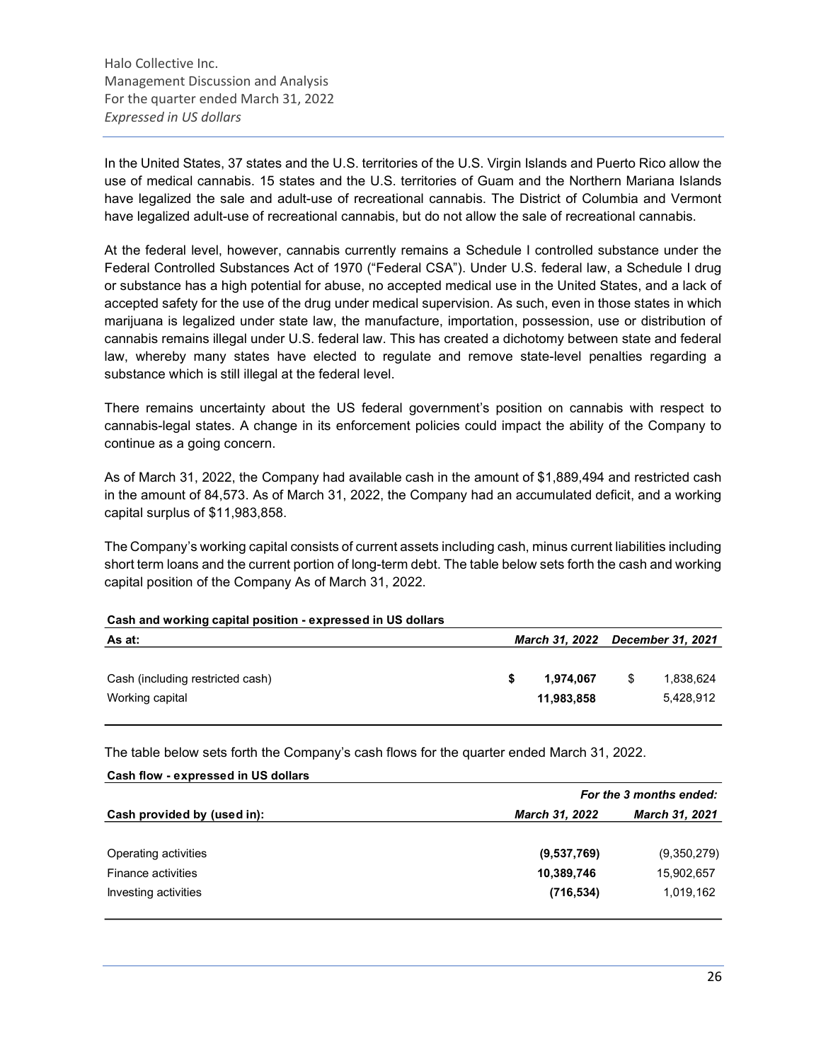In the United States, 37 states and the U.S. territories of the U.S. Virgin Islands and Puerto Rico allow the use of medical cannabis. 15 states and the U.S. territories of Guam and the Northern Mariana Islands have legalized the sale and adult-use of recreational cannabis. The District of Columbia and Vermont have legalized adult-use of recreational cannabis, but do not allow the sale of recreational cannabis.

At the federal level, however, cannabis currently remains a Schedule I controlled substance under the Federal Controlled Substances Act of 1970 ("Federal CSA"). Under U.S. federal law, a Schedule I drug or substance has a high potential for abuse, no accepted medical use in the United States, and a lack of accepted safety for the use of the drug under medical supervision. As such, even in those states in which marijuana is legalized under state law, the manufacture, importation, possession, use or distribution of cannabis remains illegal under U.S. federal law. This has created a dichotomy between state and federal law, whereby many states have elected to regulate and remove state-level penalties regarding a substance which is still illegal at the federal level.

There remains uncertainty about the US federal government's position on cannabis with respect to cannabis-legal states. A change in its enforcement policies could impact the ability of the Company to continue as a going concern.

As of March 31, 2022, the Company had available cash in the amount of $1,889,494 and restricted cash in the amount of 84,573. As of March 31, 2022, the Company had an accumulated deficit, and a working capital surplus of $11,983,858.

The Company's working capital consists of current assets including cash, minus current liabilities including short term loans and the current portion of long-term debt. The table below sets forth the cash and working capital position of the Company As of March 31, 2022.

**Cash and working capital position - expressed in US dollars**

| As at: | *March 31, 2022* | *December 31, 2021* |
|---|---|---|
| Cash (including restricted cash) | **$ 1,974,067** | $ 1,838,624 |
| Working capital | **11,983,858** | 5,428,912 |

The table below sets forth the Company's cash flows for the quarter ended March 31, 2022.

**Cash flow - expressed in US dollars**

| | *For the 3 months ended:* | |
|---|---|---|
| **Cash provided by (used in):** | *March 31, 2022* | *March 31, 2021* |
| Operating activities | **(9,537,769)** | (9,350,279) |
| Finance activities | **10,389,746** | 15,902,657 |
| Investing activities | **(716,534)** | 1,019,162 |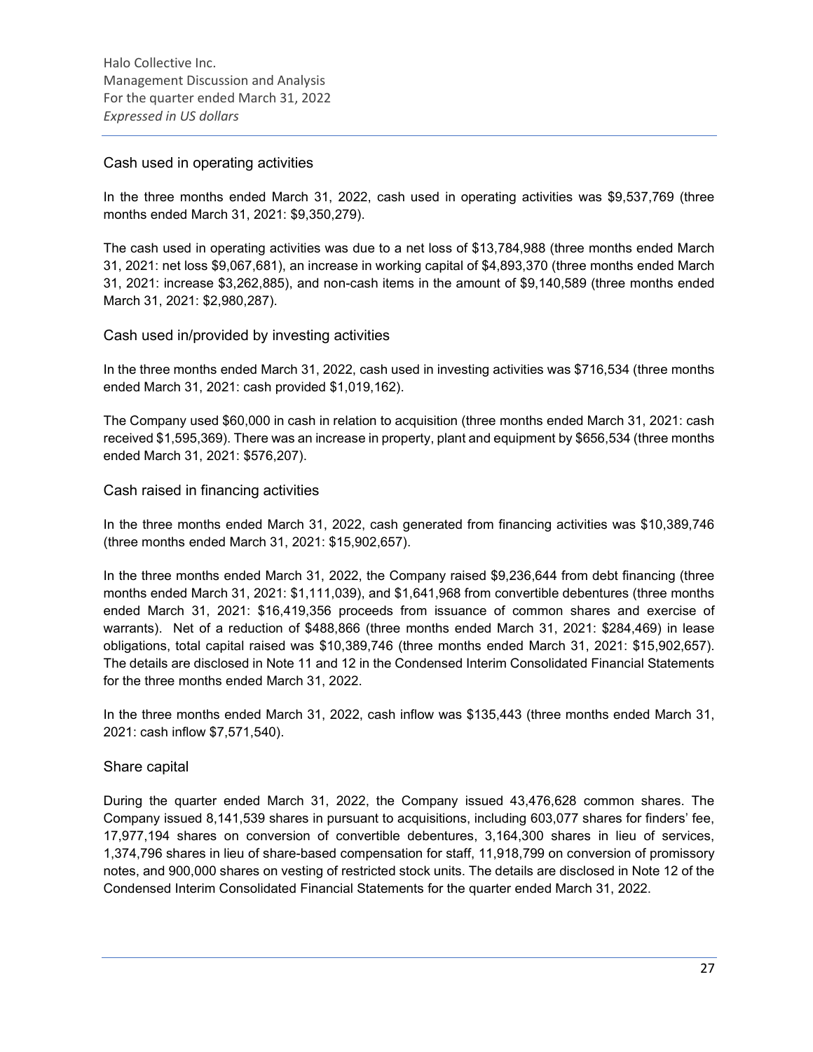## Cash used in operating activities

In the three months ended March 31, 2022, cash used in operating activities was $9,537,769 (three months ended March 31, 2021: $9,350,279).

The cash used in operating activities was due to a net loss of $13,784,988 (three months ended March 31, 2021: net loss $9,067,681), an increase in working capital of $4,893,370 (three months ended March 31, 2021: increase $3,262,885), and non-cash items in the amount of $9,140,589 (three months ended March 31, 2021: $2,980,287).

## Cash used in/provided by investing activities

In the three months ended March 31, 2022, cash used in investing activities was $716,534 (three months ended March 31, 2021: cash provided $1,019,162).

The Company used $60,000 in cash in relation to acquisition (three months ended March 31, 2021: cash received $1,595,369). There was an increase in property, plant and equipment by $656,534 (three months ended March 31, 2021: $576,207).

## Cash raised in financing activities

In the three months ended March 31, 2022, cash generated from financing activities was $10,389,746 (three months ended March 31, 2021: $15,902,657).

In the three months ended March 31, 2022, the Company raised $9,236,644 from debt financing (three months ended March 31, 2021: $1,111,039), and $1,641,968 from convertible debentures (three months ended March 31, 2021: $16,419,356 proceeds from issuance of common shares and exercise of warrants). Net of a reduction of $488,866 (three months ended March 31, 2021: $284,469) in lease obligations, total capital raised was $10,389,746 (three months ended March 31, 2021: $15,902,657). The details are disclosed in Note 11 and 12 in the Condensed Interim Consolidated Financial Statements for the three months ended March 31, 2022.

In the three months ended March 31, 2022, cash inflow was $135,443 (three months ended March 31, 2021: cash inflow $7,571,540).

## Share capital

During the quarter ended March 31, 2022, the Company issued 43,476,628 common shares. The Company issued 8,141,539 shares in pursuant to acquisitions, including 603,077 shares for finders' fee, 17,977,194 shares on conversion of convertible debentures, 3,164,300 shares in lieu of services, 1,374,796 shares in lieu of share-based compensation for staff, 11,918,799 on conversion of promissory notes, and 900,000 shares on vesting of restricted stock units. The details are disclosed in Note 12 of the Condensed Interim Consolidated Financial Statements for the quarter ended March 31, 2022.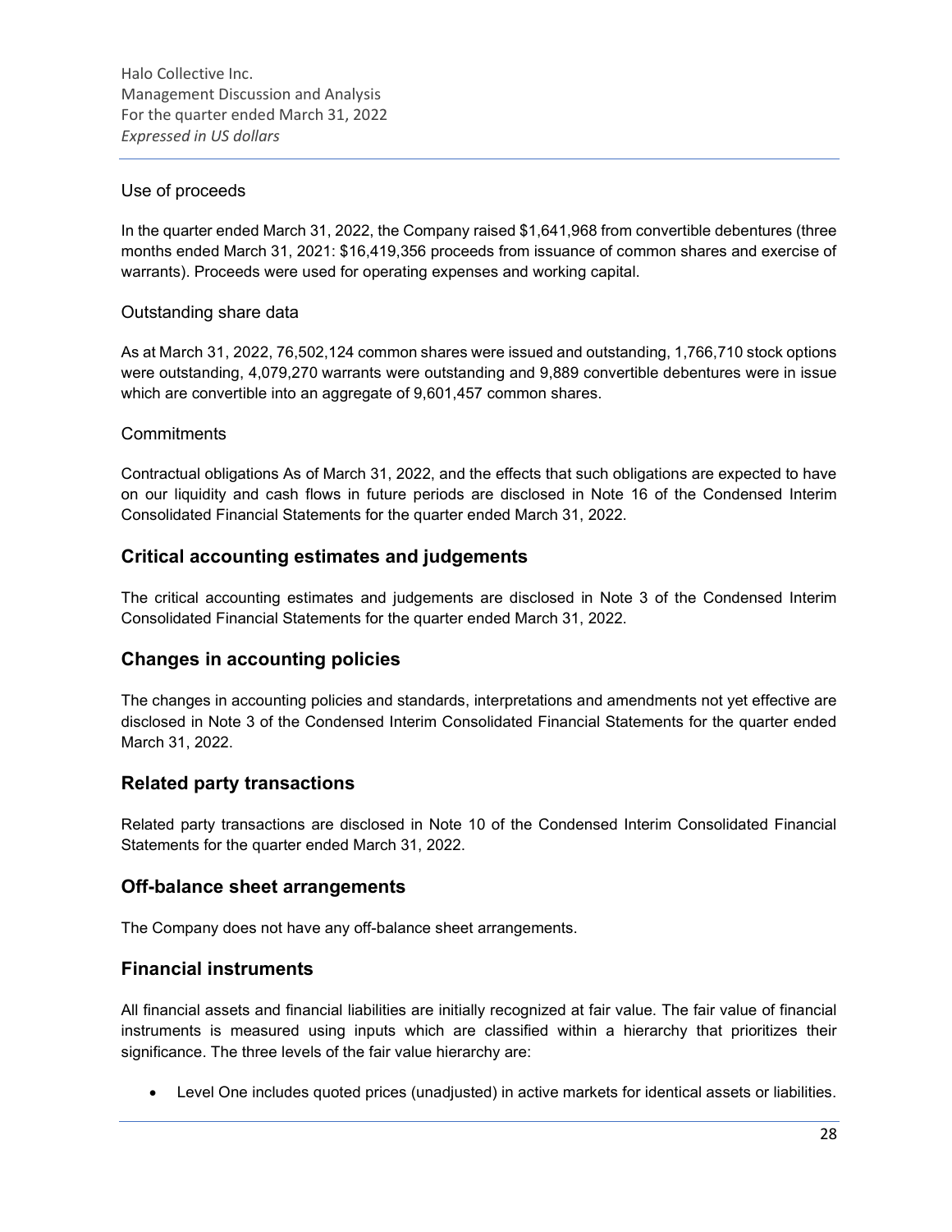### Use of proceeds

In the quarter ended March 31, 2022, the Company raised $1,641,968 from convertible debentures (three months ended March 31, 2021: $16,419,356 proceeds from issuance of common shares and exercise of warrants). Proceeds were used for operating expenses and working capital.

### Outstanding share data

As at March 31, 2022, 76,502,124 common shares were issued and outstanding, 1,766,710 stock options were outstanding, 4,079,270 warrants were outstanding and 9,889 convertible debentures were in issue which are convertible into an aggregate of 9,601,457 common shares.

### Commitments

Contractual obligations As of March 31, 2022, and the effects that such obligations are expected to have on our liquidity and cash flows in future periods are disclosed in Note 16 of the Condensed Interim Consolidated Financial Statements for the quarter ended March 31, 2022.

## Critical accounting estimates and judgements

The critical accounting estimates and judgements are disclosed in Note 3 of the Condensed Interim Consolidated Financial Statements for the quarter ended March 31, 2022.

## Changes in accounting policies

The changes in accounting policies and standards, interpretations and amendments not yet effective are disclosed in Note 3 of the Condensed Interim Consolidated Financial Statements for the quarter ended March 31, 2022.

## Related party transactions

Related party transactions are disclosed in Note 10 of the Condensed Interim Consolidated Financial Statements for the quarter ended March 31, 2022.

## Off-balance sheet arrangements

The Company does not have any off-balance sheet arrangements.

## Financial instruments

All financial assets and financial liabilities are initially recognized at fair value. The fair value of financial instruments is measured using inputs which are classified within a hierarchy that prioritizes their significance. The three levels of the fair value hierarchy are:

- Level One includes quoted prices (unadjusted) in active markets for identical assets or liabilities.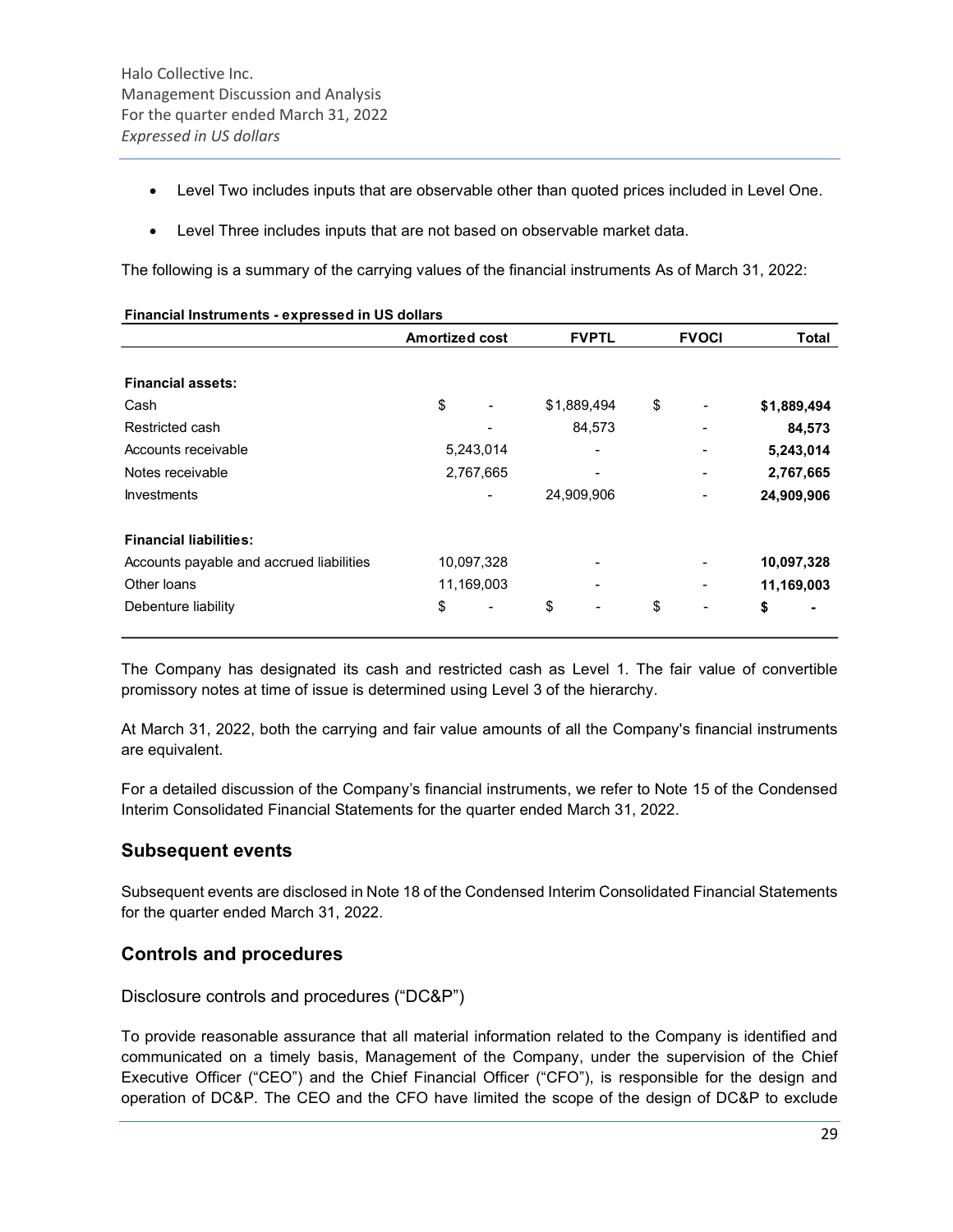- Level Two includes inputs that are observable other than quoted prices included in Level One.
- Level Three includes inputs that are not based on observable market data.

The following is a summary of the carrying values of the financial instruments As of March 31, 2022:

**Financial Instruments - expressed in US dollars**

| | Amortized cost | FVPTL | FVOCI | Total |
|---|---|---|---|---|
| **Financial assets:** | | | | |
| Cash | $ - | $1,889,494 | $ - | **$1,889,494** |
| Restricted cash | - | 84,573 | - | **84,573** |
| Accounts receivable | 5,243,014 | - | - | **5,243,014** |
| Notes receivable | 2,767,665 | - | - | **2,767,665** |
| Investments | - | 24,909,906 | - | **24,909,906** |
| **Financial liabilities:** | | | | |
| Accounts payable and accrued liabilities | 10,097,328 | - | - | **10,097,328** |
| Other loans | 11,169,003 | - | - | **11,169,003** |
| Debenture liability | $ - | $ - | $ - | **$ -** |

The Company has designated its cash and restricted cash as Level 1. The fair value of convertible promissory notes at time of issue is determined using Level 3 of the hierarchy.

At March 31, 2022, both the carrying and fair value amounts of all the Company's financial instruments are equivalent.

For a detailed discussion of the Company's financial instruments, we refer to Note 15 of the Condensed Interim Consolidated Financial Statements for the quarter ended March 31, 2022.

## Subsequent events

Subsequent events are disclosed in Note 18 of the Condensed Interim Consolidated Financial Statements for the quarter ended March 31, 2022.

## Controls and procedures

### Disclosure controls and procedures ("DC&P")

To provide reasonable assurance that all material information related to the Company is identified and communicated on a timely basis, Management of the Company, under the supervision of the Chief Executive Officer ("CEO") and the Chief Financial Officer ("CFO"), is responsible for the design and operation of DC&P. The CEO and the CFO have limited the scope of the design of DC&P to exclude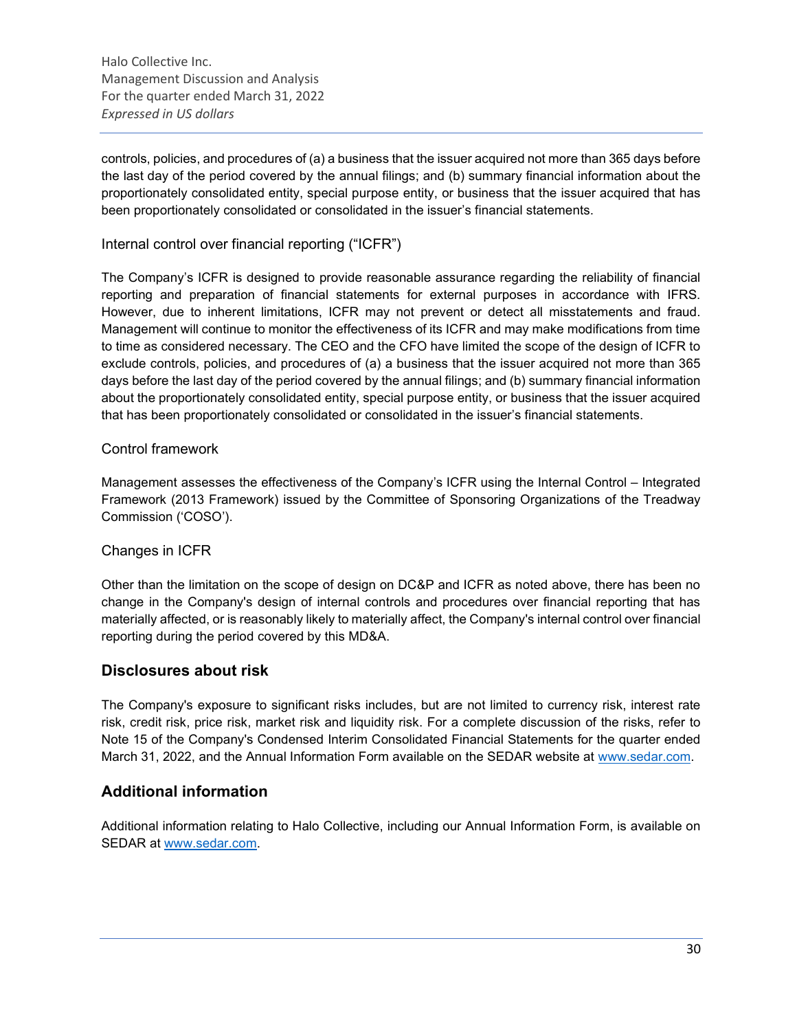controls, policies, and procedures of (a) a business that the issuer acquired not more than 365 days before the last day of the period covered by the annual filings; and (b) summary financial information about the proportionately consolidated entity, special purpose entity, or business that the issuer acquired that has been proportionately consolidated or consolidated in the issuer's financial statements.

### Internal control over financial reporting ("ICFR")

The Company's ICFR is designed to provide reasonable assurance regarding the reliability of financial reporting and preparation of financial statements for external purposes in accordance with IFRS. However, due to inherent limitations, ICFR may not prevent or detect all misstatements and fraud. Management will continue to monitor the effectiveness of its ICFR and may make modifications from time to time as considered necessary. The CEO and the CFO have limited the scope of the design of ICFR to exclude controls, policies, and procedures of (a) a business that the issuer acquired not more than 365 days before the last day of the period covered by the annual filings; and (b) summary financial information about the proportionately consolidated entity, special purpose entity, or business that the issuer acquired that has been proportionately consolidated or consolidated in the issuer's financial statements.

### Control framework

Management assesses the effectiveness of the Company's ICFR using the Internal Control – Integrated Framework (2013 Framework) issued by the Committee of Sponsoring Organizations of the Treadway Commission ('COSO').

### Changes in ICFR

Other than the limitation on the scope of design on DC&P and ICFR as noted above, there has been no change in the Company's design of internal controls and procedures over financial reporting that has materially affected, or is reasonably likely to materially affect, the Company's internal control over financial reporting during the period covered by this MD&A.

## Disclosures about risk

The Company's exposure to significant risks includes, but are not limited to currency risk, interest rate risk, credit risk, price risk, market risk and liquidity risk. For a complete discussion of the risks, refer to Note 15 of the Company's Condensed Interim Consolidated Financial Statements for the quarter ended March 31, 2022, and the Annual Information Form available on the SEDAR website at www.sedar.com.

## Additional information

Additional information relating to Halo Collective, including our Annual Information Form, is available on SEDAR at www.sedar.com.